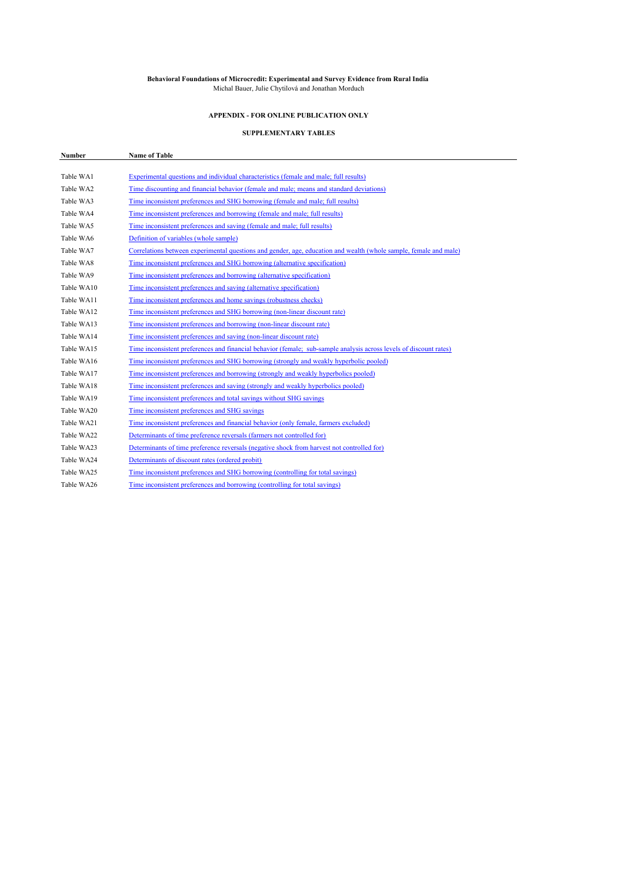**Behavioral Foundations of Microcredit: Experimental and Survey Evidence from Rural India**

Michal Bauer, Julie Chytilová and Jonathan Morduch

**APPENDIX - FOR ONLINE PUBLICATION ONLY**

**SUPPLEMENTARY TABLES**

| Number | Name of Table |
|---|---|
| Table WA1 | Experimental questions and individual characteristics (female and male; full results) |
| Table WA2 | Time discounting and financial behavior (female and male; means and standard deviations) |
| Table WA3 | Time inconsistent preferences and SHG borrowing (female and male; full results) |
| Table WA4 | Time inconsistent preferences and borrowing (female and male; full results) |
| Table WA5 | Time inconsistent preferences and saving (female and male; full results) |
| Table WA6 | Definition of variables (whole sample) |
| Table WA7 | Correlations between experimental questions and gender, age, education and wealth (whole sample, female and male) |
| Table WA8 | Time inconsistent preferences and SHG borrowing (alternative specification) |
| Table WA9 | Time inconsistent preferences and borrowing (alternative specification) |
| Table WA10 | Time inconsistent preferences and saving (alternative specification) |
| Table WA11 | Time inconsistent preferences and home savings (robustness checks) |
| Table WA12 | Time inconsistent preferences and SHG borrowing (non-linear discount rate) |
| Table WA13 | Time inconsistent preferences and borrowing (non-linear discount rate) |
| Table WA14 | Time inconsistent preferences and saving (non-linear discount rate) |
| Table WA15 | Time inconsistent preferences and financial behavior (female; sub-sample analysis across levels of discount rates) |
| Table WA16 | Time inconsistent preferences and SHG borrowing (strongly and weakly hyperbolic pooled) |
| Table WA17 | Time inconsistent preferences and borrowing (strongly and weakly hyperbolics pooled) |
| Table WA18 | Time inconsistent preferences and saving (strongly and weakly hyperbolics pooled) |
| Table WA19 | Time inconsistent preferences and total savings without SHG savings |
| Table WA20 | Time inconsistent preferences and SHG savings |
| Table WA21 | Time inconsistent preferences and financial behavior (only female, farmers excluded) |
| Table WA22 | Determinants of time preference reversals (farmers not controlled for) |
| Table WA23 | Determinants of time preference reversals (negative shock from harvest not controlled for) |
| Table WA24 | Determinants of discount rates (ordered probit) |
| Table WA25 | Time inconsistent preferences and SHG borrowing (controlling for total savings) |
| Table WA26 | Time inconsistent preferences and borrowing (controlling for total savings) |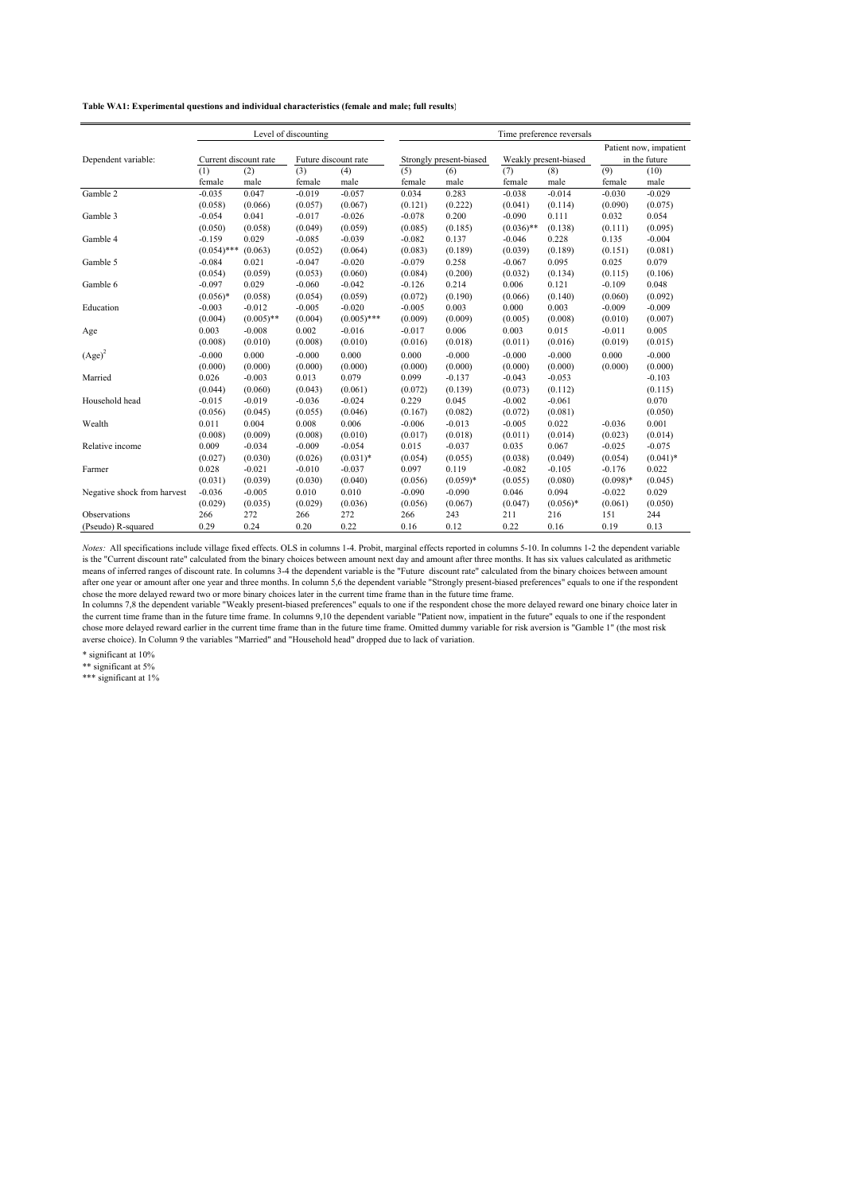**Table WA1: Experimental questions and individual characteristics (female and male; full results**}

| | Level of discounting | | | | Time preference reversals | | | | | |
|---|---|---|---|---|---|---|---|---|---|---|
| Dependent variable: | Current discount rate | | Future discount rate | | Strongly present-biased | | Weakly present-biased | | Patient now, impatient in the future | |
| | (1) | (2) | (3) | (4) | (5) | (6) | (7) | (8) | (9) | (10) |
| | female | male | female | male | female | male | female | male | female | male |
| Gamble 2 | -0.035 | 0.047 | -0.019 | -0.057 | 0.034 | 0.283 | -0.038 | -0.014 | -0.030 | -0.029 |
| | (0.058) | (0.066) | (0.057) | (0.067) | (0.121) | (0.222) | (0.041) | (0.114) | (0.090) | (0.075) |
| Gamble 3 | -0.054 | 0.041 | -0.017 | -0.026 | -0.078 | 0.200 | -0.090 | 0.111 | 0.032 | 0.054 |
| | (0.050) | (0.058) | (0.049) | (0.059) | (0.085) | (0.185) | (0.036)** | (0.138) | (0.111) | (0.095) |
| Gamble 4 | -0.159 | 0.029 | -0.085 | -0.039 | -0.082 | 0.137 | -0.046 | 0.228 | 0.135 | -0.004 |
| | (0.054)*** | (0.063) | (0.052) | (0.064) | (0.083) | (0.189) | (0.039) | (0.189) | (0.151) | (0.081) |
| Gamble 5 | -0.084 | 0.021 | -0.047 | -0.020 | -0.079 | 0.258 | -0.067 | 0.095 | 0.025 | 0.079 |
| | (0.054) | (0.059) | (0.053) | (0.060) | (0.084) | (0.200) | (0.032) | (0.134) | (0.115) | (0.106) |
| Gamble 6 | -0.097 | 0.029 | -0.060 | -0.042 | -0.126 | 0.214 | 0.006 | 0.121 | -0.109 | 0.048 |
| | (0.056)* | (0.058) | (0.054) | (0.059) | (0.072) | (0.190) | (0.066) | (0.140) | (0.060) | (0.092) |
| Education | -0.003 | -0.012 | -0.005 | -0.020 | -0.005 | 0.003 | 0.000 | 0.003 | -0.009 | -0.009 |
| | (0.004) | (0.005)** | (0.004) | (0.005)*** | (0.009) | (0.009) | (0.005) | (0.008) | (0.010) | (0.007) |
| Age | 0.003 | -0.008 | 0.002 | -0.016 | -0.017 | 0.006 | 0.003 | 0.015 | -0.011 | 0.005 |
| | (0.008) | (0.010) | (0.008) | (0.010) | (0.016) | (0.018) | (0.011) | (0.016) | (0.019) | (0.015) |
| $(Age)^2$ | -0.000 | 0.000 | -0.000 | 0.000 | 0.000 | -0.000 | -0.000 | -0.000 | 0.000 | -0.000 |
| | (0.000) | (0.000) | (0.000) | (0.000) | (0.000) | (0.000) | (0.000) | (0.000) | (0.000) | (0.000) |
| Married | 0.026 | -0.003 | 0.013 | 0.079 | 0.099 | -0.137 | -0.043 | -0.053 | | -0.103 |
| | (0.044) | (0.060) | (0.043) | (0.061) | (0.072) | (0.139) | (0.073) | (0.112) | | (0.115) |
| Household head | -0.015 | -0.019 | -0.036 | -0.024 | 0.229 | 0.045 | -0.002 | -0.061 | | 0.070 |
| | (0.056) | (0.045) | (0.055) | (0.046) | (0.167) | (0.082) | (0.072) | (0.081) | | (0.050) |
| Wealth | 0.011 | 0.004 | 0.008 | 0.006 | -0.006 | -0.013 | -0.005 | 0.022 | -0.036 | 0.001 |
| | (0.008) | (0.009) | (0.008) | (0.010) | (0.017) | (0.018) | (0.011) | (0.014) | (0.023) | (0.014) |
| Relative income | 0.009 | -0.034 | -0.009 | -0.054 | 0.015 | -0.037 | 0.035 | 0.067 | -0.025 | -0.075 |
| | (0.027) | (0.030) | (0.026) | (0.031)* | (0.054) | (0.055) | (0.038) | (0.049) | (0.054) | (0.041)* |
| Farmer | 0.028 | -0.021 | -0.010 | -0.037 | 0.097 | 0.119 | -0.082 | -0.105 | -0.176 | 0.022 |
| | (0.031) | (0.039) | (0.030) | (0.040) | (0.056) | (0.059)* | (0.055) | (0.080) | (0.098)* | (0.045) |
| Negative shock from harvest | -0.036 | -0.005 | 0.010 | 0.010 | -0.090 | -0.090 | 0.046 | 0.094 | -0.022 | 0.029 |
| | (0.029) | (0.035) | (0.029) | (0.036) | (0.056) | (0.067) | (0.047) | (0.056)* | (0.061) | (0.050) |
| Observations | 266 | 272 | 266 | 272 | 266 | 243 | 211 | 216 | 151 | 244 |
| (Pseudo) R-squared | 0.29 | 0.24 | 0.20 | 0.22 | 0.16 | 0.12 | 0.22 | 0.16 | 0.19 | 0.13 |

*Notes:* All specifications include village fixed effects. OLS in columns 1-4. Probit, marginal effects reported in columns 5-10. In columns 1-2 the dependent variable is the "Current discount rate" calculated from the binary choices between amount next day and amount after three months. It has six values calculated as arithmetic means of inferred ranges of discount rate. In columns 3-4 the dependent variable is the "Future discount rate" calculated from the binary choices between amount after one year or amount after one year and three months. In column 5,6 the dependent variable "Strongly present-biased preferences" equals to one if the respondent chose the more delayed reward two or more binary choices later in the current time frame than in the future time frame.
In columns 7,8 the dependent variable "Weakly present-biased preferences" equals to one if the respondent chose the more delayed reward one binary choice later in the current time frame than in the future time frame. In columns 9,10 the dependent variable "Patient now, impatient in the future" equals to one if the respondent chose more delayed reward earlier in the current time frame than in the future time frame. Omitted dummy variable for risk aversion is "Gamble 1" (the most risk averse choice). In Column 9 the variables "Married" and "Household head" dropped due to lack of variation.

* significant at 10%
** significant at 5%
*** significant at 1%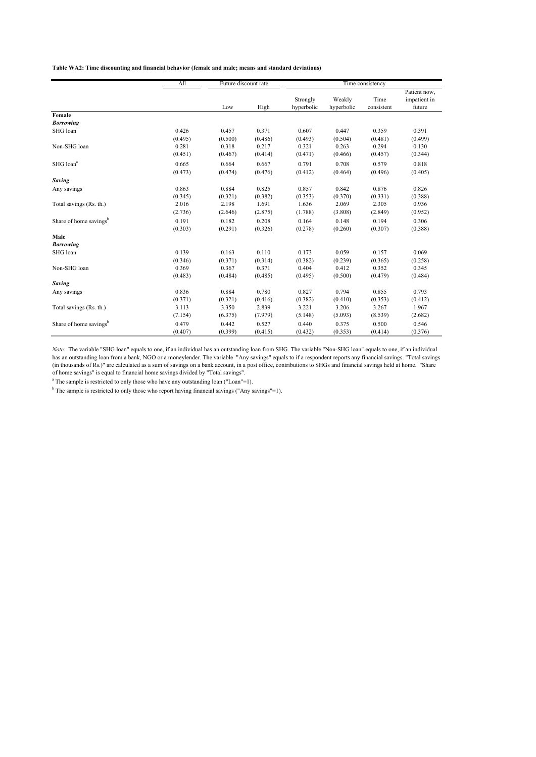**Table WA2: Time discounting and financial behavior (female and male; means and standard deviations)**

| | All | Future discount rate | | Time consistency | | | |
|---|---|---|---|---|---|---|---|
| | | Low | High | Strongly hyperbolic | Weakly hyperbolic | Time consistent | Patient now, impatient in future |
| **Female** | | | | | | | |
| ***Borrowing*** | | | | | | | |
| SHG loan | 0.426 | 0.457 | 0.371 | 0.607 | 0.447 | 0.359 | 0.391 |
| | (0.495) | (0.500) | (0.486) | (0.493) | (0.504) | (0.481) | (0.499) |
| Non-SHG loan | 0.281 | 0.318 | 0.217 | 0.321 | 0.263 | 0.294 | 0.130 |
| | (0.451) | (0.467) | (0.414) | (0.471) | (0.466) | (0.457) | (0.344) |
| SHG loan[a] | 0.665 | 0.664 | 0.667 | 0.791 | 0.708 | 0.579 | 0.818 |
| | (0.473) | (0.474) | (0.476) | (0.412) | (0.464) | (0.496) | (0.405) |
| ***Saving*** | | | | | | | |
| Any savings | 0.863 | 0.884 | 0.825 | 0.857 | 0.842 | 0.876 | 0.826 |
| | (0.345) | (0.321) | (0.382) | (0.353) | (0.370) | (0.331) | (0.388) |
| Total savings (Rs. th.) | 2.016 | 2.198 | 1.691 | 1.636 | 2.069 | 2.305 | 0.936 |
| | (2.736) | (2.646) | (2.875) | (1.788) | (3.808) | (2.849) | (0.952) |
| Share of home savings[b] | 0.191 | 0.182 | 0.208 | 0.164 | 0.148 | 0.194 | 0.306 |
| | (0.303) | (0.291) | (0.326) | (0.278) | (0.260) | (0.307) | (0.388) |
| **Male** | | | | | | | |
| ***Borrowing*** | | | | | | | |
| SHG loan | 0.139 | 0.163 | 0.110 | 0.173 | 0.059 | 0.157 | 0.069 |
| | (0.346) | (0.371) | (0.314) | (0.382) | (0.239) | (0.365) | (0.258) |
| Non-SHG loan | 0.369 | 0.367 | 0.371 | 0.404 | 0.412 | 0.352 | 0.345 |
| | (0.483) | (0.484) | (0.485) | (0.495) | (0.500) | (0.479) | (0.484) |
| ***Saving*** | | | | | | | |
| Any savings | 0.836 | 0.884 | 0.780 | 0.827 | 0.794 | 0.855 | 0.793 |
| | (0.371) | (0.321) | (0.416) | (0.382) | (0.410) | (0.353) | (0.412) |
| Total savings (Rs. th.) | 3.113 | 3.350 | 2.839 | 3.221 | 3.206 | 3.267 | 1.967 |
| | (7.154) | (6.375) | (7.979) | (5.148) | (5.093) | (8.539) | (2.682) |
| Share of home savings[b] | 0.479 | 0.442 | 0.527 | 0.440 | 0.375 | 0.500 | 0.546 |
| | (0.407) | (0.399) | (0.415) | (0.432) | (0.353) | (0.414) | (0.376) |

*Note:* The variable "SHG loan" equals to one, if an individual has an outstanding loan from SHG. The variable "Non-SHG loan" equals to one, if an individual has an outstanding loan from a bank, NGO or a moneylender. The variable "Any savings" equals to if a respondent reports any financial savings. "Total savings (in thousands of Rs.)" are calculated as a sum of savings on a bank account, in a post office, contributions to SHGs and financial savings held at home. "Share of home savings" is equal to financial home savings divided by "Total savings".

[a] The sample is restricted to only those who have any outstanding loan ("Loan"=1).

[b] The sample is restricted to only those who report having financial savings ("Any savings"=1).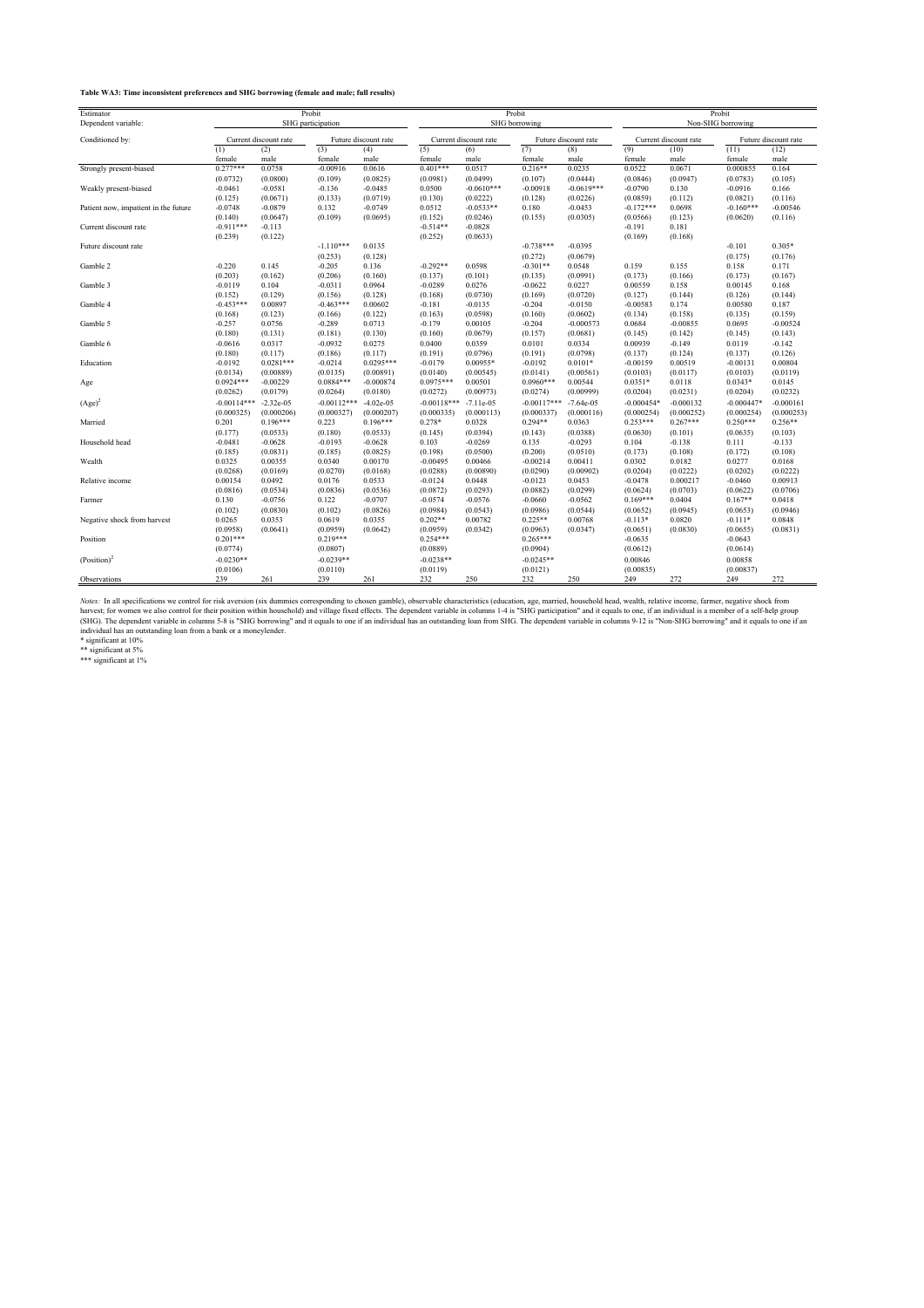**Table WA3: Time inconsistent preferences and SHG borrowing (female and male; full results)**

| Estimator | Probit | | | | Probit | | | | Probit | | | |
|---|---|---|---|---|---|---|---|---|---|---|---|---|
| Dependent variable: | SHG participation | | | | SHG borrowing | | | | Non-SHG borrowing | | | |
| Conditioned by: | Current discount rate | | Future discount rate | | Current discount rate | | Future discount rate | | Current discount rate | | Future discount rate | |
| | (1) | (2) | (3) | (4) | (5) | (6) | (7) | (8) | (9) | (10) | (11) | (12) |
| | female | male | female | male | female | male | female | male | female | male | female | male |
| Strongly present-biased | 0.277*** | 0.0758 | -0.00916 | 0.0616 | 0.401*** | 0.0517 | 0.216** | 0.0235 | 0.0522 | 0.0671 | 0.000855 | 0.164 |
| | (0.0732) | (0.0800) | (0.109) | (0.0825) | (0.0981) | (0.0499) | (0.107) | (0.0444) | (0.0846) | (0.0947) | (0.0783) | (0.105) |
| Weakly present-biased | -0.0461 | -0.0581 | -0.136 | -0.0485 | 0.0500 | -0.0610*** | -0.00918 | -0.0619*** | -0.0790 | 0.130 | -0.0916 | 0.166 |
| | (0.125) | (0.0671) | (0.133) | (0.0719) | (0.130) | (0.0222) | (0.128) | (0.0226) | (0.0859) | (0.112) | (0.0821) | (0.116) |
| Patient now, impatient in the future | -0.0748 | -0.0879 | 0.132 | -0.0749 | 0.0512 | -0.0533** | 0.180 | -0.0453 | -0.172*** | 0.0698 | -0.160*** | -0.00546 |
| | (0.140) | (0.0647) | (0.109) | (0.0695) | (0.152) | (0.0246) | (0.155) | (0.0305) | (0.0566) | (0.123) | (0.0620) | (0.116) |
| Current discount rate | -0.911*** | -0.113 | | | -0.514** | -0.0828 | | | -0.191 | 0.181 | | |
| | (0.239) | (0.122) | | | (0.252) | (0.0633) | | | (0.169) | (0.168) | | |
| Future discount rate | | | -1.110*** | 0.0135 | | | -0.738*** | -0.0395 | | | -0.101 | 0.305* |
| | | | (0.253) | (0.128) | | | (0.272) | (0.0679) | | | (0.175) | (0.176) |
| Gamble 2 | -0.220 | 0.145 | -0.205 | 0.136 | -0.292** | 0.0598 | -0.301** | 0.0548 | 0.159 | 0.155 | 0.158 | 0.171 |
| | (0.203) | (0.162) | (0.206) | (0.160) | (0.137) | (0.101) | (0.135) | (0.0991) | (0.173) | (0.166) | (0.173) | (0.167) |
| Gamble 3 | -0.0119 | 0.104 | -0.0311 | 0.0964 | -0.0289 | 0.0276 | -0.0622 | 0.0227 | 0.00559 | 0.158 | 0.00145 | 0.168 |
| | (0.152) | (0.129) | (0.156) | (0.128) | (0.168) | (0.0730) | (0.169) | (0.0720) | (0.127) | (0.144) | (0.126) | (0.144) |
| Gamble 4 | -0.453*** | 0.00897 | -0.463*** | 0.00602 | -0.181 | -0.0135 | -0.204 | -0.0150 | -0.00583 | 0.174 | 0.00580 | 0.187 |
| | (0.168) | (0.123) | (0.166) | (0.122) | (0.163) | (0.0598) | (0.160) | (0.0602) | (0.134) | (0.158) | (0.135) | (0.159) |
| Gamble 5 | -0.257 | 0.0756 | -0.289 | 0.0713 | -0.179 | 0.00105 | -0.204 | -0.000573 | 0.0684 | -0.00855 | 0.0695 | -0.00524 |
| | (0.180) | (0.131) | (0.181) | (0.130) | (0.160) | (0.0679) | (0.157) | (0.0681) | (0.145) | (0.142) | (0.145) | (0.143) |
| Gamble 6 | -0.0616 | 0.0317 | -0.0932 | 0.0275 | 0.0400 | 0.0359 | 0.0101 | 0.0334 | 0.00939 | -0.149 | 0.0119 | -0.142 |
| | (0.180) | (0.117) | (0.186) | (0.117) | (0.191) | (0.0796) | (0.191) | (0.0798) | (0.137) | (0.124) | (0.137) | (0.126) |
| Education | -0.0192 | 0.0281*** | -0.0214 | 0.0295*** | -0.0179 | 0.00955* | -0.0192 | 0.0101* | -0.00159 | 0.00519 | -0.00131 | 0.00804 |
| | (0.0134) | (0.00889) | (0.0135) | (0.00891) | (0.0140) | (0.00545) | (0.0141) | (0.00561) | (0.0103) | (0.0117) | (0.0103) | (0.0119) |
| Age | 0.0924*** | -0.00229 | 0.0884*** | -0.000874 | 0.0975*** | 0.00501 | 0.0960*** | 0.00544 | 0.0351* | 0.0118 | 0.0343* | 0.0145 |
| | (0.0262) | (0.0179) | (0.0264) | (0.0180) | (0.0272) | (0.00973) | (0.0274) | (0.00999) | (0.0204) | (0.0231) | (0.0204) | (0.0232) |
| $(Age)^2$ | -0.00114*** | -2.32e-05 | -0.00112*** | -4.02e-05 | -0.00118*** | -7.11e-05 | -0.00117*** | -7.64e-05 | -0.000454* | -0.000132 | -0.000447* | -0.000161 |
| | (0.000325) | (0.000206) | (0.000327) | (0.000207) | (0.000335) | (0.000113) | (0.000337) | (0.000116) | (0.000254) | (0.000252) | (0.000254) | (0.000253) |
| Married | 0.201 | 0.196*** | 0.223 | 0.196*** | 0.278* | 0.0328 | 0.294** | 0.0363 | 0.253*** | 0.267*** | 0.250*** | 0.256** |
| | (0.177) | (0.0533) | (0.180) | (0.0533) | (0.145) | (0.0394) | (0.143) | (0.0388) | (0.0630) | (0.101) | (0.0635) | (0.103) |
| Household head | -0.0481 | -0.0628 | -0.0193 | -0.0628 | 0.103 | -0.0269 | 0.135 | -0.0293 | 0.104 | -0.138 | 0.111 | -0.133 |
| | (0.185) | (0.0831) | (0.185) | (0.0825) | (0.198) | (0.0500) | (0.200) | (0.0510) | (0.173) | (0.108) | (0.172) | (0.108) |
| Wealth | 0.0325 | 0.00355 | 0.0340 | 0.00170 | -0.00495 | 0.00466 | -0.00214 | 0.00411 | 0.0302 | 0.0182 | 0.0277 | 0.0168 |
| | (0.0268) | (0.0169) | (0.0270) | (0.0168) | (0.0288) | (0.00890) | (0.0290) | (0.00902) | (0.0204) | (0.0222) | (0.0202) | (0.0222) |
| Relative income | 0.00154 | 0.0492 | 0.0176 | 0.0533 | -0.0124 | 0.0448 | -0.0123 | 0.0453 | -0.0478 | 0.000217 | -0.0460 | 0.00913 |
| | (0.0816) | (0.0534) | (0.0836) | (0.0536) | (0.0872) | (0.0293) | (0.0882) | (0.0299) | (0.0624) | (0.0703) | (0.0622) | (0.0706) |
| Farmer | 0.130 | -0.0756 | 0.122 | -0.0707 | -0.0574 | -0.0576 | -0.0660 | -0.0562 | 0.169*** | 0.0404 | 0.167** | 0.0418 |
| | (0.102) | (0.0830) | (0.102) | (0.0826) | (0.0984) | (0.0543) | (0.0986) | (0.0544) | (0.0652) | (0.0945) | (0.0653) | (0.0946) |
| Negative shock from harvest | 0.0265 | 0.0353 | 0.0619 | 0.0355 | 0.202** | 0.00782 | 0.225** | 0.00768 | -0.113* | 0.0820 | -0.111* | 0.0848 |
| | (0.0958) | (0.0641) | (0.0959) | (0.0642) | (0.0959) | (0.0342) | (0.0963) | (0.0347) | (0.0651) | (0.0830) | (0.0655) | (0.0831) |
| Position | 0.201*** | | 0.219*** | | 0.254*** | | 0.265*** | | -0.0635 | | -0.0643 | |
| | (0.0774) | | (0.0807) | | (0.0889) | | (0.0904) | | (0.0612) | | (0.0614) | |
| $(Position)^2$ | -0.0230** | | -0.0239** | | -0.0238** | | -0.0245** | | 0.00846 | | 0.00858 | |
| | (0.0106) | | (0.0110) | | (0.0119) | | (0.0121) | | (0.00835) | | (0.00837) | |
| Observations | 239 | 261 | 239 | 261 | 232 | 250 | 232 | 250 | 249 | 272 | 249 | 272 |

*Notes:* In all specifications we control for risk aversion (six dummies corresponding to chosen gamble), observable characteristics (education, age, married, household head, wealth, relative income, farmer, negative shock from harvest; for women we also control for their position within household) and village fixed effects. The dependent variable in columns 1-4 is "SHG participation" and it equals to one, if an individual is a member of a self-help group (SHG). The dependent variable in columns 5-8 is "SHG borrowing" and it equals to one if an individual has an outstanding loan from SHG. The dependent variable in columns 9-12 is "Non-SHG borrowing" and it equals to one if an individual has an outstanding loan from a bank or a moneylender.

\* significant at 10%

\*\* significant at 5%

\*\*\* significant at 1%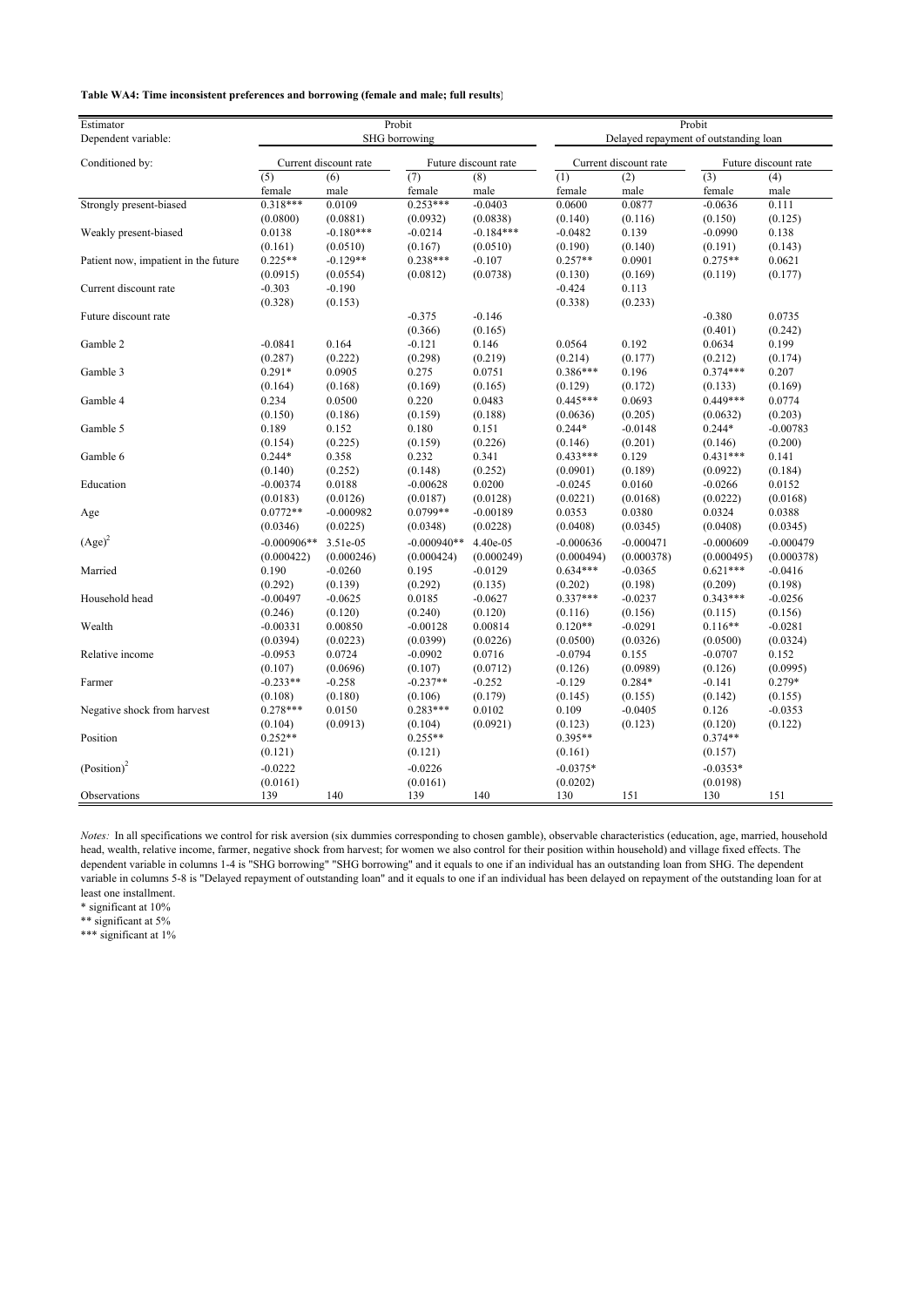**Table WA4: Time inconsistent preferences and borrowing (female and male; full results)**

| Estimator | Probit | | | | Probit | | | |
|---|---|---|---|---|---|---|---|---|
| Dependent variable: | SHG borrowing | | | | Delayed repayment of outstanding loan | | | |
| Conditioned by: | Current discount rate | | Future discount rate | | Current discount rate | | Future discount rate | |
| | (5) | (6) | (7) | (8) | (1) | (2) | (3) | (4) |
| | female | male | female | male | female | male | female | male |
| Strongly present-biased | 0.318*** | 0.0109 | 0.253*** | -0.0403 | 0.0600 | 0.0877 | -0.0636 | 0.111 |
| | (0.0800) | (0.0881) | (0.0932) | (0.0838) | (0.140) | (0.116) | (0.150) | (0.125) |
| Weakly present-biased | 0.0138 | -0.180*** | -0.0214 | -0.184*** | -0.0482 | 0.139 | -0.0990 | 0.138 |
| | (0.161) | (0.0510) | (0.167) | (0.0510) | (0.190) | (0.140) | (0.191) | (0.143) |
| Patient now, impatient in the future | 0.225** | -0.129** | 0.238*** | -0.107 | 0.257** | 0.0901 | 0.275** | 0.0621 |
| | (0.0915) | (0.0554) | (0.0812) | (0.0738) | (0.130) | (0.169) | (0.119) | (0.177) |
| Current discount rate | -0.303 | -0.190 | | | -0.424 | 0.113 | | |
| | (0.328) | (0.153) | | | (0.338) | (0.233) | | |
| Future discount rate | | | -0.375 | -0.146 | | | -0.380 | 0.0735 |
| | | | (0.366) | (0.165) | | | (0.401) | (0.242) |
| Gamble 2 | -0.0841 | 0.164 | -0.121 | 0.146 | 0.0564 | 0.192 | 0.0634 | 0.199 |
| | (0.287) | (0.222) | (0.298) | (0.219) | (0.214) | (0.177) | (0.212) | (0.174) |
| Gamble 3 | 0.291* | 0.0905 | 0.275 | 0.0751 | 0.386*** | 0.196 | 0.374*** | 0.207 |
| | (0.164) | (0.168) | (0.169) | (0.165) | (0.129) | (0.172) | (0.133) | (0.169) |
| Gamble 4 | 0.234 | 0.0500 | 0.220 | 0.0483 | 0.445*** | 0.0693 | 0.449*** | 0.0774 |
| | (0.150) | (0.186) | (0.159) | (0.188) | (0.0636) | (0.205) | (0.0632) | (0.203) |
| Gamble 5 | 0.189 | 0.152 | 0.180 | 0.151 | 0.244* | -0.0148 | 0.244* | -0.00783 |
| | (0.154) | (0.225) | (0.159) | (0.226) | (0.146) | (0.201) | (0.146) | (0.200) |
| Gamble 6 | 0.244* | 0.358 | 0.232 | 0.341 | 0.433*** | 0.129 | 0.431*** | 0.141 |
| | (0.140) | (0.252) | (0.148) | (0.252) | (0.0901) | (0.189) | (0.0922) | (0.184) |
| Education | -0.00374 | 0.0188 | -0.00628 | 0.0200 | -0.0245 | 0.0160 | -0.0266 | 0.0152 |
| | (0.0183) | (0.0126) | (0.0187) | (0.0128) | (0.0221) | (0.0168) | (0.0222) | (0.0168) |
| Age | 0.0772** | -0.000982 | 0.0799** | -0.00189 | 0.0353 | 0.0380 | 0.0324 | 0.0388 |
| | (0.0346) | (0.0225) | (0.0348) | (0.0228) | (0.0408) | (0.0345) | (0.0408) | (0.0345) |
| $(Age)^2$ | -0.000906** | 3.51e-05 | -0.000940** | 4.40e-05 | -0.000636 | -0.000471 | -0.000609 | -0.000479 |
| | (0.000422) | (0.000246) | (0.000424) | (0.000249) | (0.000494) | (0.000378) | (0.000495) | (0.000378) |
| Married | 0.190 | -0.0260 | 0.195 | -0.0129 | 0.634*** | -0.0365 | 0.621*** | -0.0416 |
| | (0.292) | (0.139) | (0.292) | (0.135) | (0.202) | (0.198) | (0.209) | (0.198) |
| Household head | -0.00497 | -0.0625 | 0.0185 | -0.0627 | 0.337*** | -0.0237 | 0.343*** | -0.0256 |
| | (0.246) | (0.120) | (0.240) | (0.120) | (0.116) | (0.156) | (0.115) | (0.156) |
| Wealth | -0.00331 | 0.00850 | -0.00128 | 0.00814 | 0.120** | -0.0291 | 0.116** | -0.0281 |
| | (0.0394) | (0.0223) | (0.0399) | (0.0226) | (0.0500) | (0.0326) | (0.0500) | (0.0324) |
| Relative income | -0.0953 | 0.0724 | -0.0902 | 0.0716 | -0.0794 | 0.155 | -0.0707 | 0.152 |
| | (0.107) | (0.0696) | (0.107) | (0.0712) | (0.126) | (0.0989) | (0.126) | (0.0995) |
| Farmer | -0.233** | -0.258 | -0.237** | -0.252 | -0.129 | 0.284* | -0.141 | 0.279* |
| | (0.108) | (0.180) | (0.106) | (0.179) | (0.145) | (0.155) | (0.142) | (0.155) |
| Negative shock from harvest | 0.278*** | 0.0150 | 0.283*** | 0.0102 | 0.109 | -0.0405 | 0.126 | -0.0353 |
| | (0.104) | (0.0913) | (0.104) | (0.0921) | (0.123) | (0.123) | (0.120) | (0.122) |
| Position | 0.252** | | 0.255** | | 0.395** | | 0.374** | |
| | (0.121) | | (0.121) | | (0.161) | | (0.157) | |
| $(Position)^2$ | -0.0222 | | -0.0226 | | -0.0375* | | -0.0353* | |
| | (0.0161) | | (0.0161) | | (0.0202) | | (0.0198) | |
| Observations | 139 | 140 | 139 | 140 | 130 | 151 | 130 | 151 |

*Notes:* In all specifications we control for risk aversion (six dummies corresponding to chosen gamble), observable characteristics (education, age, married, household head, wealth, relative income, farmer, negative shock from harvest; for women we also control for their position within household) and village fixed effects. The dependent variable in columns 1-4 is "SHG borrowing" "SHG borrowing" and it equals to one if an individual has an outstanding loan from SHG. The dependent variable in columns 5-8 is "Delayed repayment of outstanding loan" and it equals to one if an individual has been delayed on repayment of the outstanding loan for at least one installment.

\* significant at 10%

\** significant at 5%

\*** significant at 1%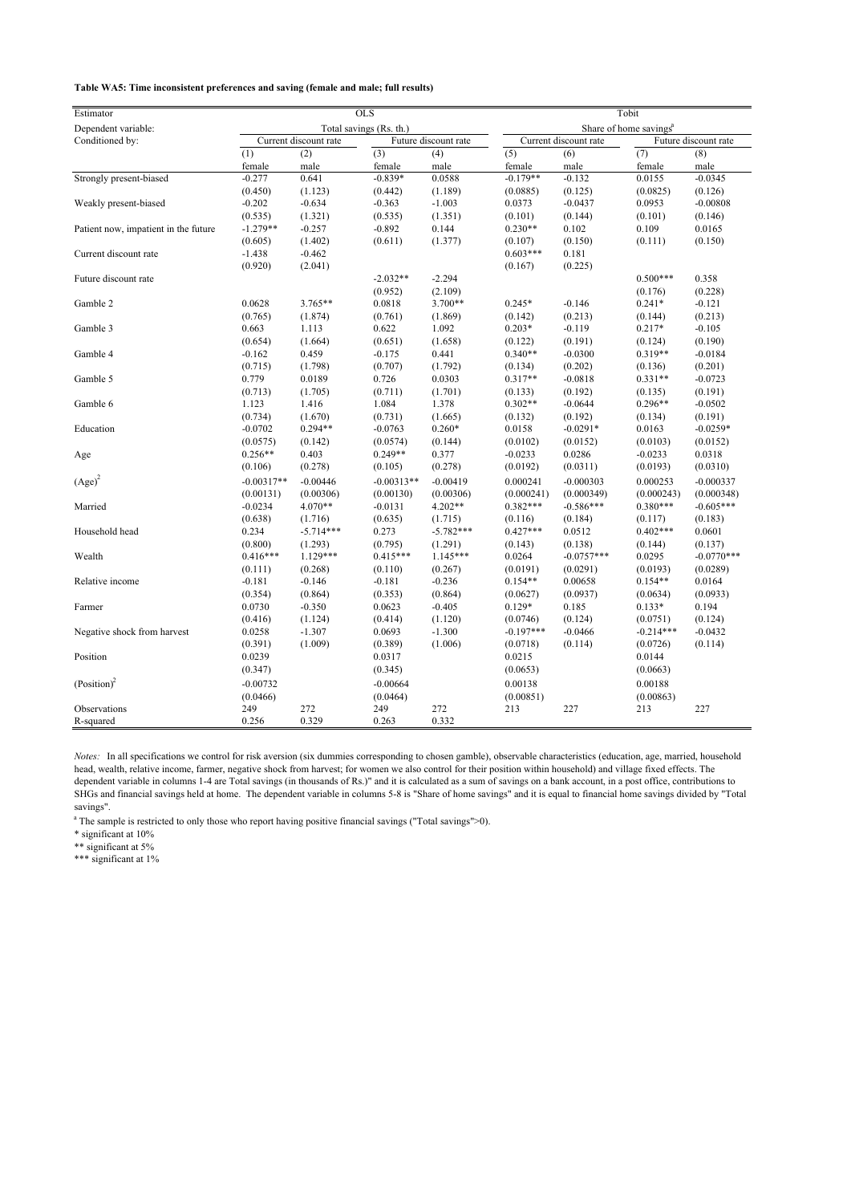**Table WA5: Time inconsistent preferences and saving (female and male; full results)**

| Estimator | OLS | | | | Tobit | | | |
|---|---|---|---|---|---|---|---|---|
| Dependent variable: | Total savings (Rs. th.) | | | | Share of home savings[a] | | | |
| Conditioned by: | Current discount rate | | Future discount rate | | Current discount rate | | Future discount rate | |
| | (1) | (2) | (3) | (4) | (5) | (6) | (7) | (8) |
| | female | male | female | male | female | male | female | male |
| Strongly present-biased | -0.277 | 0.641 | -0.839* | 0.0588 | -0.179** | -0.132 | 0.0155 | -0.0345 |
| | (0.450) | (1.123) | (0.442) | (1.189) | (0.0885) | (0.125) | (0.0825) | (0.126) |
| Weakly present-biased | -0.202 | -0.634 | -0.363 | -1.003 | 0.0373 | -0.0437 | 0.0953 | -0.00808 |
| | (0.535) | (1.321) | (0.535) | (1.351) | (0.101) | (0.144) | (0.101) | (0.146) |
| Patient now, impatient in the future | -1.279** | -0.257 | -0.892 | 0.144 | 0.230** | 0.102 | 0.109 | 0.0165 |
| | (0.605) | (1.402) | (0.611) | (1.377) | (0.107) | (0.150) | (0.111) | (0.150) |
| Current discount rate | -1.438 | -0.462 | | | 0.603*** | 0.181 | | |
| | (0.920) | (2.041) | | | (0.167) | (0.225) | | |
| Future discount rate | | | -2.032** | -2.294 | | | 0.500*** | 0.358 |
| | | | (0.952) | (2.109) | | | (0.176) | (0.228) |
| Gamble 2 | 0.0628 | 3.765** | 0.0818 | 3.700** | 0.245* | -0.146 | 0.241* | -0.121 |
| | (0.765) | (1.874) | (0.761) | (1.869) | (0.142) | (0.213) | (0.144) | (0.213) |
| Gamble 3 | 0.663 | 1.113 | 0.622 | 1.092 | 0.203* | -0.119 | 0.217* | -0.105 |
| | (0.654) | (1.664) | (0.651) | (1.658) | (0.122) | (0.191) | (0.124) | (0.190) |
| Gamble 4 | -0.162 | 0.459 | -0.175 | 0.441 | 0.340** | -0.0300 | 0.319** | -0.0184 |
| | (0.715) | (1.798) | (0.707) | (1.792) | (0.134) | (0.202) | (0.136) | (0.201) |
| Gamble 5 | 0.779 | 0.0189 | 0.726 | 0.0303 | 0.317** | -0.0818 | 0.331** | -0.0723 |
| | (0.713) | (1.705) | (0.711) | (1.701) | (0.133) | (0.192) | (0.135) | (0.191) |
| Gamble 6 | 1.123 | 1.416 | 1.084 | 1.378 | 0.302** | -0.0644 | 0.296** | -0.0502 |
| | (0.734) | (1.670) | (0.731) | (1.665) | (0.132) | (0.192) | (0.134) | (0.191) |
| Education | -0.0702 | 0.294** | -0.0763 | 0.260* | 0.0158 | -0.0291* | 0.0163 | -0.0259* |
| | (0.0575) | (0.142) | (0.0574) | (0.144) | (0.0102) | (0.0152) | (0.0103) | (0.0152) |
| Age | 0.256** | 0.403 | 0.249** | 0.377 | -0.0233 | 0.0286 | -0.0233 | 0.0318 |
| | (0.106) | (0.278) | (0.105) | (0.278) | (0.0192) | (0.0311) | (0.0193) | (0.0310) |
| $(Age)^2$ | -0.00317** | -0.00446 | -0.00313** | -0.00419 | 0.000241 | -0.000303 | 0.000253 | -0.000337 |
| | (0.00131) | (0.00306) | (0.00130) | (0.00306) | (0.000241) | (0.000349) | (0.000243) | (0.000348) |
| Married | -0.0234 | 4.070** | -0.0131 | 4.202** | 0.382*** | -0.586*** | 0.380*** | -0.605*** |
| | (0.638) | (1.716) | (0.635) | (1.715) | (0.116) | (0.184) | (0.117) | (0.183) |
| Household head | 0.234 | -5.714*** | 0.273 | -5.782*** | 0.427*** | 0.0512 | 0.402*** | 0.0601 |
| | (0.800) | (1.293) | (0.795) | (1.291) | (0.143) | (0.138) | (0.144) | (0.137) |
| Wealth | 0.416*** | 1.129*** | 0.415*** | 1.145*** | 0.0264 | -0.0757*** | 0.0295 | -0.0770*** |
| | (0.111) | (0.268) | (0.110) | (0.267) | (0.0191) | (0.0291) | (0.0193) | (0.0289) |
| Relative income | -0.181 | -0.146 | -0.181 | -0.236 | 0.154** | 0.00658 | 0.154** | 0.0164 |
| | (0.354) | (0.864) | (0.353) | (0.864) | (0.0627) | (0.0937) | (0.0634) | (0.0933) |
| Farmer | 0.0730 | -0.350 | 0.0623 | -0.405 | 0.129* | 0.185 | 0.133* | 0.194 |
| | (0.416) | (1.124) | (0.414) | (1.120) | (0.0746) | (0.124) | (0.0751) | (0.124) |
| Negative shock from harvest | 0.0258 | -1.307 | 0.0693 | -1.300 | -0.197*** | -0.0466 | -0.214*** | -0.0432 |
| | (0.391) | (1.009) | (0.389) | (1.006) | (0.0718) | (0.114) | (0.0726) | (0.114) |
| Position | 0.0239 | | 0.0317 | | 0.0215 | | 0.0144 | |
| | (0.347) | | (0.345) | | (0.0653) | | (0.0663) | |
| $(Position)^2$ | -0.00732 | | -0.00664 | | 0.00138 | | 0.00188 | |
| | (0.0466) | | (0.0464) | | (0.00851) | | (0.00863) | |
| Observations | 249 | 272 | 249 | 272 | 213 | 227 | 213 | 227 |
| R-squared | 0.256 | 0.329 | 0.263 | 0.332 | | | | |

*Notes:* In all specifications we control for risk aversion (six dummies corresponding to chosen gamble), observable characteristics (education, age, married, household head, wealth, relative income, farmer, negative shock from harvest; for women we also control for their position within household) and village fixed effects. The dependent variable in columns 1-4 are Total savings (in thousands of Rs.)" and it is calculated as a sum of savings on a bank account, in a post office, contributions to SHGs and financial savings held at home. The dependent variable in columns 5-8 is "Share of home savings" and it is equal to financial home savings divided by "Total savings".

[a] The sample is restricted to only those who report having positive financial savings ("Total savings">0).

\* significant at 10%

\*\* significant at 5%

\*\*\* significant at 1%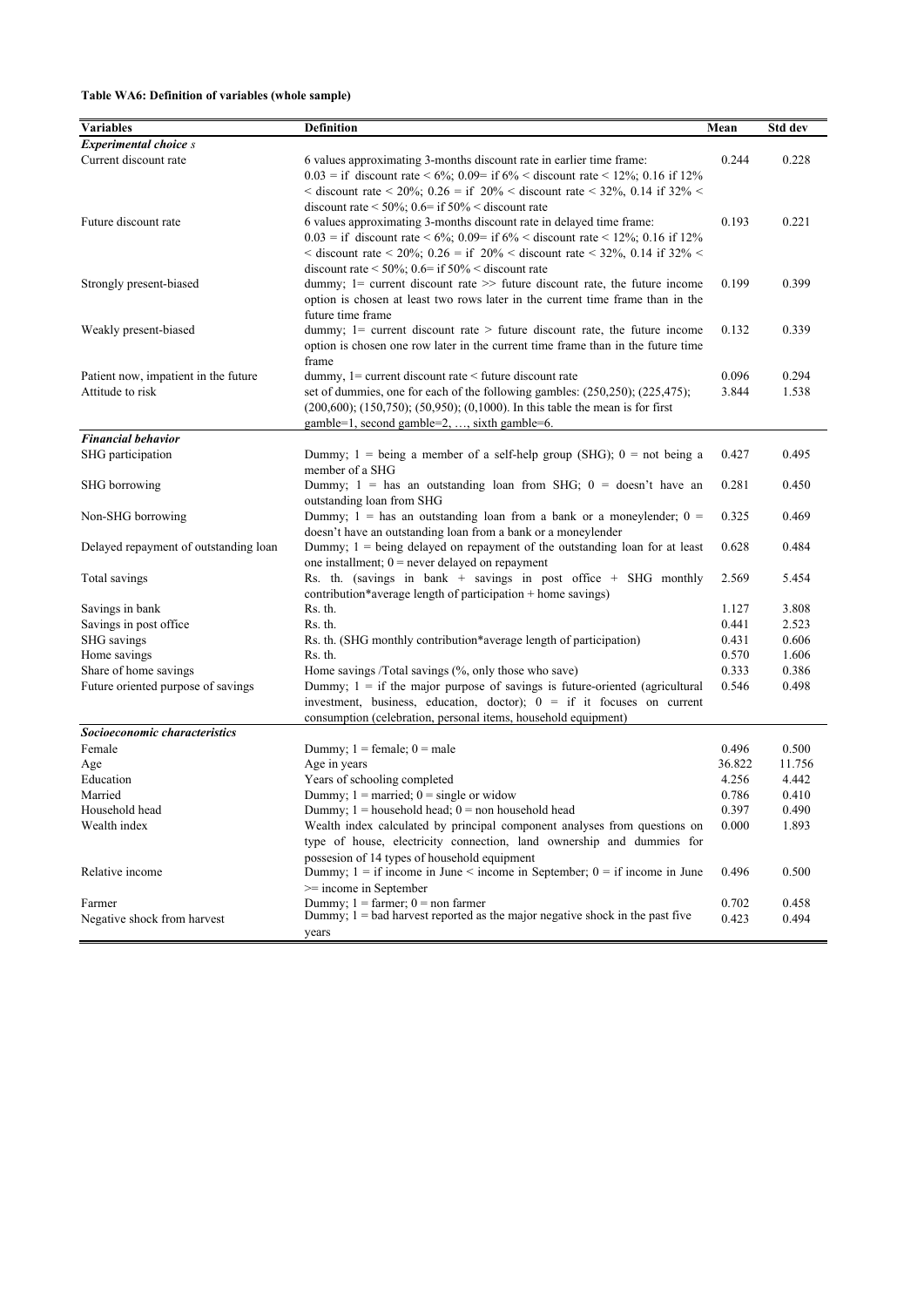**Table WA6: Definition of variables (whole sample)**

| Variables | Definition | Mean | Std dev |
|---|---|---|---|
| ***Experimental choice s*** | | | |
| Current discount rate | 6 values approximating 3-months discount rate in earlier time frame: 0.03 = if discount rate < 6%; 0.09= if 6% < discount rate < 12%; 0.16 if 12% < discount rate < 20%; 0.26 = if 20% < discount rate < 32%, 0.14 if 32% < discount rate < 50%; 0.6= if 50% < discount rate | 0.244 | 0.228 |
| Future discount rate | 6 values approximating 3-months discount rate in delayed time frame: 0.03 = if discount rate < 6%; 0.09= if 6% < discount rate < 12%; 0.16 if 12% < discount rate < 20%; 0.26 = if 20% < discount rate < 32%, 0.14 if 32% < discount rate < 50%; 0.6= if 50% < discount rate | 0.193 | 0.221 |
| Strongly present-biased | dummy; 1= current discount rate >> future discount rate, the future income option is chosen at least two rows later in the current time frame than in the future time frame | 0.199 | 0.399 |
| Weakly present-biased | dummy; 1= current discount rate > future discount rate, the future income option is chosen one row later in the current time frame than in the future time frame | 0.132 | 0.339 |
| Patient now, impatient in the future | dummy, 1= current discount rate < future discount rate | 0.096 | 0.294 |
| Attitude to risk | set of dummies, one for each of the following gambles: (250,250); (225,475); (200,600); (150,750); (50,950); (0,1000). In this table the mean is for first gamble=1, second gamble=2, …, sixth gamble=6. | 3.844 | 1.538 |
| ***Financial behavior*** | | | |
| SHG participation | Dummy; 1 = being a member of a self-help group (SHG); 0 = not being a member of a SHG | 0.427 | 0.495 |
| SHG borrowing | Dummy; 1 = has an outstanding loan from SHG; 0 = doesn't have an outstanding loan from SHG | 0.281 | 0.450 |
| Non-SHG borrowing | Dummy; 1 = has an outstanding loan from a bank or a moneylender; 0 = doesn't have an outstanding loan from a bank or a moneylender | 0.325 | 0.469 |
| Delayed repayment of outstanding loan | Dummy; 1 = being delayed on repayment of the outstanding loan for at least one installment; 0 = never delayed on repayment | 0.628 | 0.484 |
| Total savings | Rs. th. (savings in bank + savings in post office + SHG monthly contribution*average length of participation + home savings) | 2.569 | 5.454 |
| Savings in bank | Rs. th. | 1.127 | 3.808 |
| Savings in post office | Rs. th. | 0.441 | 2.523 |
| SHG savings | Rs. th. (SHG monthly contribution*average length of participation) | 0.431 | 0.606 |
| Home savings | Rs. th. | 0.570 | 1.606 |
| Share of home savings | Home savings /Total savings (%, only those who save) | 0.333 | 0.386 |
| Future oriented purpose of savings | Dummy; 1 = if the major purpose of savings is future-oriented (agricultural investment, business, education, doctor); 0 = if it focuses on current consumption (celebration, personal items, household equipment) | 0.546 | 0.498 |
| ***Socioeconomic characteristics*** | | | |
| Female | Dummy; 1 = female; 0 = male | 0.496 | 0.500 |
| Age | Age in years | 36.822 | 11.756 |
| Education | Years of schooling completed | 4.256 | 4.442 |
| Married | Dummy; 1 = married; 0 = single or widow | 0.786 | 0.410 |
| Household head | Dummy; 1 = household head; 0 = non household head | 0.397 | 0.490 |
| Wealth index | Wealth index calculated by principal component analyses from questions on type of house, electricity connection, land ownership and dummies for possesion of 14 types of household equipment | 0.000 | 1.893 |
| Relative income | Dummy; 1 = if income in June < income in September; 0 = if income in June >= income in September | 0.496 | 0.500 |
| Farmer | Dummy; 1 = farmer; 0 = non farmer | 0.702 | 0.458 |
| Negative shock from harvest | Dummy; 1 = bad harvest reported as the major negative shock in the past five years | 0.423 | 0.494 |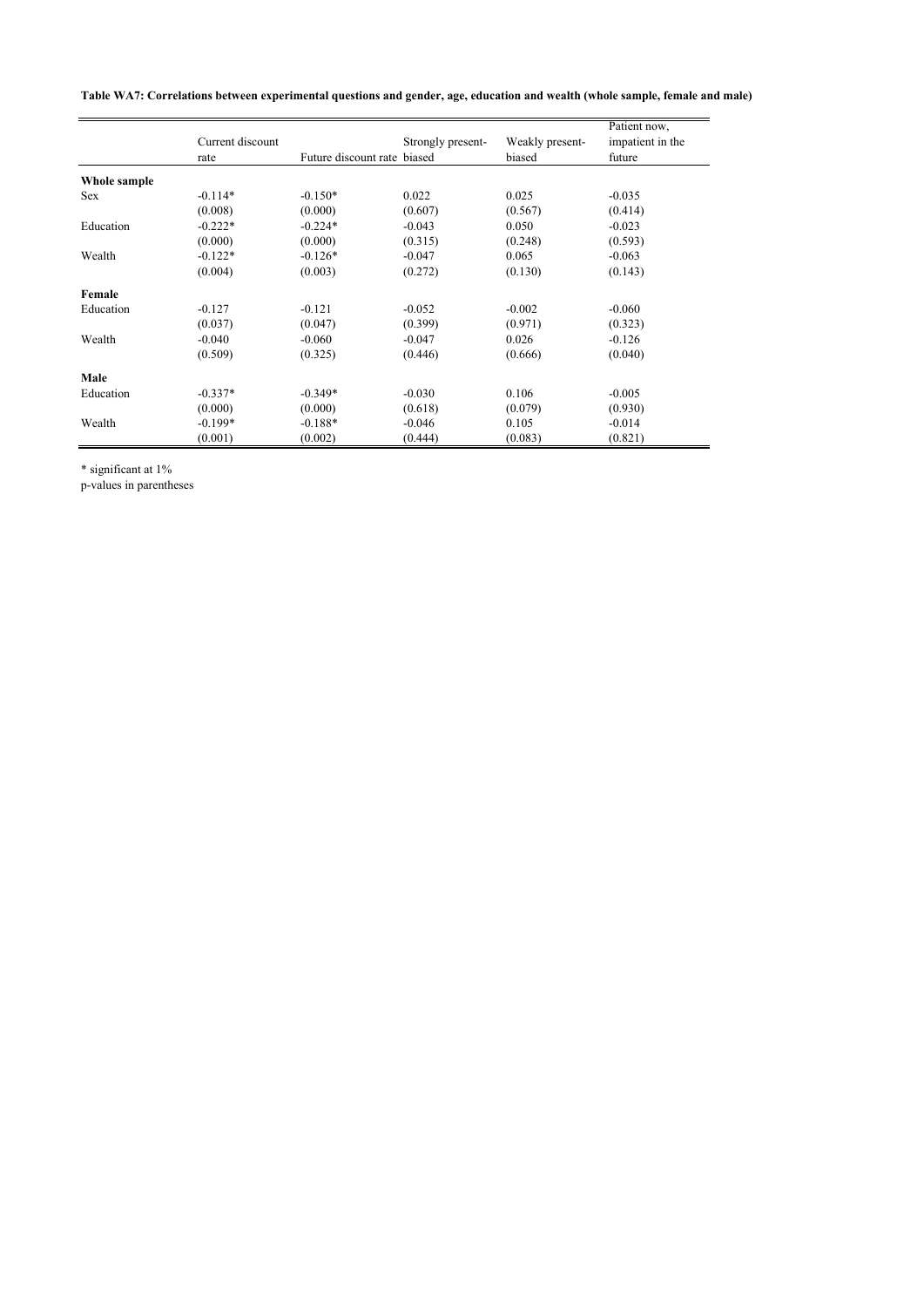**Table WA7: Correlations between experimental questions and gender, age, education and wealth (whole sample, female and male)**

| | Current discount rate | Future discount rate | Strongly present-biased | Weakly present-biased | Patient now, impatient in the future |
|---|---|---|---|---|---|
| **Whole sample** | | | | | |
| Sex | -0.114* | -0.150* | 0.022 | 0.025 | -0.035 |
| | (0.008) | (0.000) | (0.607) | (0.567) | (0.414) |
| Education | -0.222* | -0.224* | -0.043 | 0.050 | -0.023 |
| | (0.000) | (0.000) | (0.315) | (0.248) | (0.593) |
| Wealth | -0.122* | -0.126* | -0.047 | 0.065 | -0.063 |
| | (0.004) | (0.003) | (0.272) | (0.130) | (0.143) |
| **Female** | | | | | |
| Education | -0.127 | -0.121 | -0.052 | -0.002 | -0.060 |
| | (0.037) | (0.047) | (0.399) | (0.971) | (0.323) |
| Wealth | -0.040 | -0.060 | -0.047 | 0.026 | -0.126 |
| | (0.509) | (0.325) | (0.446) | (0.666) | (0.040) |
| **Male** | | | | | |
| Education | -0.337* | -0.349* | -0.030 | 0.106 | -0.005 |
| | (0.000) | (0.000) | (0.618) | (0.079) | (0.930) |
| Wealth | -0.199* | -0.188* | -0.046 | 0.105 | -0.014 |
| | (0.001) | (0.002) | (0.444) | (0.083) | (0.821) |

* significant at 1%
p-values in parentheses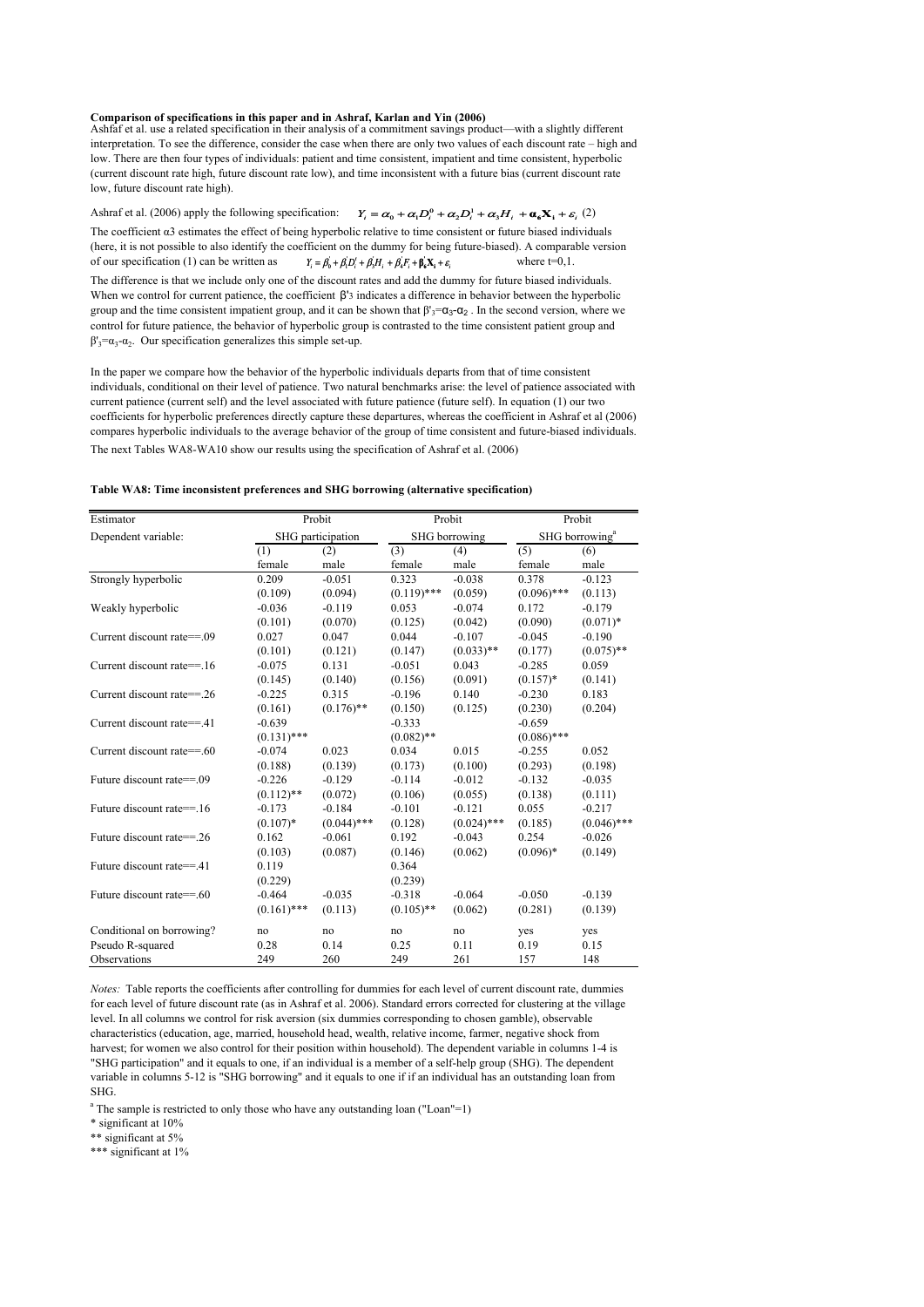**Comparison of specifications in this paper and in Ashraf, Karlan and Yin (2006)**

Ashfaf et al. use a related specification in their analysis of a commitment savings product—with a slightly different interpretation. To see the difference, consider the case when there are only two values of each discount rate – high and low. There are then four types of individuals: patient and time consistent, impatient and time consistent, hyperbolic (current discount rate high, future discount rate low), and time inconsistent with a future bias (current discount rate low, future discount rate high).

Ashraf et al. (2006) apply the following specification: $Y_i = \alpha_0 + \alpha_1 D_i^0 + \alpha_2 D_i^1 + \alpha_3 H_i + \mathbf{\alpha_4 X_i} + \varepsilon_i$ (2)

The coefficient α3 estimates the effect of being hyperbolic relative to time consistent or future biased individuals (here, it is not possible to also identify the coefficient on the dummy for being future-biased). A comparable version of our specification (1) can be written as $Y_i = \beta_0 + \beta_1' D_i^t + \beta_3' H_i + \beta_4' F_i + \mathbf{\beta_5' X_i} + \varepsilon_i$ where t=0,1.

The difference is that we include only one of the discount rates and add the dummy for future biased individuals. When we control for current patience, the coefficient $\beta'_3$ indicates a difference in behavior between the hyperbolic group and the time consistent impatient group, and it can be shown that $\beta'_3=\alpha_3-\alpha_2$ . In the second version, where we control for future patience, the behavior of hyperbolic group is contrasted to the time consistent patient group and $\beta'_3=\alpha_3-\alpha_2$. Our specification generalizes this simple set-up.

In the paper we compare how the behavior of the hyperbolic individuals departs from that of time consistent individuals, conditional on their level of patience. Two natural benchmarks arise: the level of patience associated with current patience (current self) and the level associated with future patience (future self). In equation (1) our two coefficients for hyperbolic preferences directly capture these departures, whereas the coefficient in Ashraf et al (2006) compares hyperbolic individuals to the average behavior of the group of time consistent and future-biased individuals.

The next Tables WA8-WA10 show our results using the specification of Ashraf et al. (2006)

**Table WA8: Time inconsistent preferences and SHG borrowing (alternative specification)**

| Estimator | Probit | | Probit | | Probit | |
|---|---|---|---|---|---|---|
| Dependent variable: | SHG participation | | SHG borrowing | | SHG borrowing[a] | |
| | (1) | (2) | (3) | (4) | (5) | (6) |
| | female | male | female | male | female | male |
| Strongly hyperbolic | 0.209 | -0.051 | 0.323 | -0.038 | 0.378 | -0.123 |
| | (0.109) | (0.094) | (0.119)*** | (0.059) | (0.096)*** | (0.113) |
| Weakly hyperbolic | -0.036 | -0.119 | 0.053 | -0.074 | 0.172 | -0.179 |
| | (0.101) | (0.070) | (0.125) | (0.042) | (0.090) | (0.071)* |
| Current discount rate==.09 | 0.027 | 0.047 | 0.044 | -0.107 | -0.045 | -0.190 |
| | (0.101) | (0.121) | (0.147) | (0.033)** | (0.177) | (0.075)** |
| Current discount rate==.16 | -0.075 | 0.131 | -0.051 | 0.043 | -0.285 | 0.059 |
| | (0.145) | (0.140) | (0.156) | (0.091) | (0.157)* | (0.141) |
| Current discount rate==.26 | -0.225 | 0.315 | -0.196 | 0.140 | -0.230 | 0.183 |
| | (0.161) | (0.176)** | (0.150) | (0.125) | (0.230) | (0.204) |
| Current discount rate==.41 | -0.639 | | -0.333 | | -0.659 | |
| | (0.131)*** | | (0.082)** | | (0.086)*** | |
| Current discount rate==.60 | -0.074 | 0.023 | 0.034 | 0.015 | -0.255 | 0.052 |
| | (0.188) | (0.139) | (0.173) | (0.100) | (0.293) | (0.198) |
| Future discount rate==.09 | -0.226 | -0.129 | -0.114 | -0.012 | -0.132 | -0.035 |
| | (0.112)** | (0.072) | (0.106) | (0.055) | (0.138) | (0.111) |
| Future discount rate==.16 | -0.173 | -0.184 | -0.101 | -0.121 | 0.055 | -0.217 |
| | (0.107)* | (0.044)*** | (0.128) | (0.024)*** | (0.185) | (0.046)*** |
| Future discount rate==.26 | 0.162 | -0.061 | 0.192 | -0.043 | 0.254 | -0.026 |
| | (0.103) | (0.087) | (0.146) | (0.062) | (0.096)* | (0.149) |
| Future discount rate==.41 | 0.119 | | 0.364 | | | |
| | (0.229) | | (0.239) | | | |
| Future discount rate==.60 | -0.464 | -0.035 | -0.318 | -0.064 | -0.050 | -0.139 |
| | (0.161)*** | (0.113) | (0.105)** | (0.062) | (0.281) | (0.139) |
| Conditional on borrowing? | no | no | no | no | yes | yes |
| Pseudo R-squared | 0.28 | 0.14 | 0.25 | 0.11 | 0.19 | 0.15 |
| Observations | 249 | 260 | 249 | 261 | 157 | 148 |

*Notes:* Table reports the coefficients after controlling for dummies for each level of current discount rate, dummies for each level of future discount rate (as in Ashraf et al. 2006). Standard errors corrected for clustering at the village level. In all columns we control for risk aversion (six dummies corresponding to chosen gamble), observable characteristics (education, age, married, household head, wealth, relative income, farmer, negative shock from harvest; for women we also control for their position within household). The dependent variable in columns 1-4 is "SHG participation" and it equals to one, if an individual is a member of a self-help group (SHG). The dependent variable in columns 5-12 is "SHG borrowing" and it equals to one if an individual has an outstanding loan from SHG.

[a] The sample is restricted to only those who have any outstanding loan ("Loan"=1)

* significant at 10%

** significant at 5%

*** significant at 1%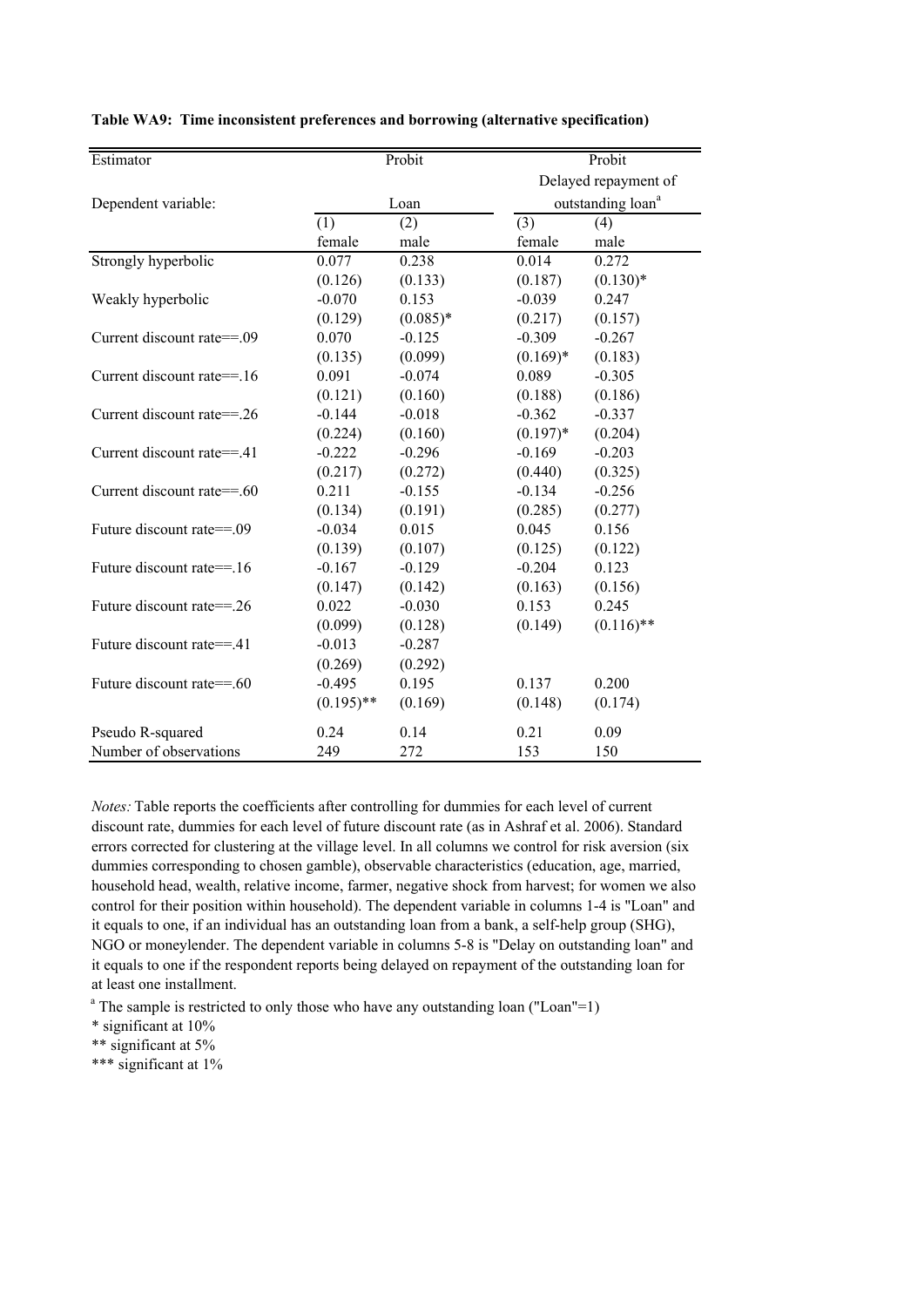**Table WA9: Time inconsistent preferences and borrowing (alternative specification)**

| Estimator | Probit | | Probit | |
|---|---|---|---|---|
| Dependent variable: | Loan | | Delayed repayment of outstanding loan[a] | |
| | (1) | (2) | (3) | (4) |
| | female | male | female | male |
| Strongly hyperbolic | 0.077 | 0.238 | 0.014 | 0.272 |
| | (0.126) | (0.133) | (0.187) | (0.130)* |
| Weakly hyperbolic | -0.070 | 0.153 | -0.039 | 0.247 |
| | (0.129) | (0.085)* | (0.217) | (0.157) |
| Current discount rate==.09 | 0.070 | -0.125 | -0.309 | -0.267 |
| | (0.135) | (0.099) | (0.169)* | (0.183) |
| Current discount rate==.16 | 0.091 | -0.074 | 0.089 | -0.305 |
| | (0.121) | (0.160) | (0.188) | (0.186) |
| Current discount rate==.26 | -0.144 | -0.018 | -0.362 | -0.337 |
| | (0.224) | (0.160) | (0.197)* | (0.204) |
| Current discount rate==.41 | -0.222 | -0.296 | -0.169 | -0.203 |
| | (0.217) | (0.272) | (0.440) | (0.325) |
| Current discount rate==.60 | 0.211 | -0.155 | -0.134 | -0.256 |
| | (0.134) | (0.191) | (0.285) | (0.277) |
| Future discount rate==.09 | -0.034 | 0.015 | 0.045 | 0.156 |
| | (0.139) | (0.107) | (0.125) | (0.122) |
| Future discount rate==.16 | -0.167 | -0.129 | -0.204 | 0.123 |
| | (0.147) | (0.142) | (0.163) | (0.156) |
| Future discount rate==.26 | 0.022 | -0.030 | 0.153 | 0.245 |
| | (0.099) | (0.128) | (0.149) | (0.116)** |
| Future discount rate==.41 | -0.013 | -0.287 | | |
| | (0.269) | (0.292) | | |
| Future discount rate==.60 | -0.495 | 0.195 | 0.137 | 0.200 |
| | (0.195)** | (0.169) | (0.148) | (0.174) |
| Pseudo R-squared | 0.24 | 0.14 | 0.21 | 0.09 |
| Number of observations | 249 | 272 | 153 | 150 |

*Notes:* Table reports the coefficients after controlling for dummies for each level of current discount rate, dummies for each level of future discount rate (as in Ashraf et al. 2006). Standard errors corrected for clustering at the village level. In all columns we control for risk aversion (six dummies corresponding to chosen gamble), observable characteristics (education, age, married, household head, wealth, relative income, farmer, negative shock from harvest; for women we also control for their position within household). The dependent variable in columns 1-4 is "Loan" and it equals to one, if an individual has an outstanding loan from a bank, a self-help group (SHG), NGO or moneylender. The dependent variable in columns 5-8 is "Delay on outstanding loan" and it equals to one if the respondent reports being delayed on repayment of the outstanding loan for at least one installment.

[a] The sample is restricted to only those who have any outstanding loan ("Loan"=1)

* significant at 10%

** significant at 5%

*** significant at 1%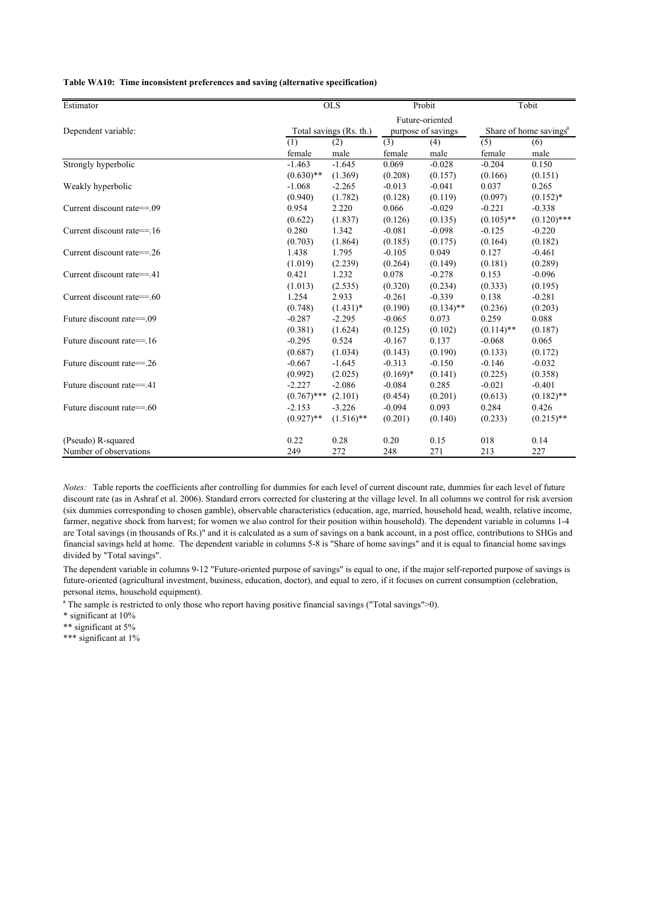**Table WA10: Time inconsistent preferences and saving (alternative specification)**

| Estimator | OLS | | Probit | | Tobit | |
|---|---|---|---|---|---|---|
| Dependent variable: | Total savings (Rs. th.) | | Future-oriented purpose of savings | | Share of home savings[a] | |
| | (1) | (2) | (3) | (4) | (5) | (6) |
| | female | male | female | male | female | male |
| Strongly hyperbolic | -1.463 | -1.645 | 0.069 | -0.028 | -0.204 | 0.150 |
| | (0.630)** | (1.369) | (0.208) | (0.157) | (0.166) | (0.151) |
| Weakly hyperbolic | -1.068 | -2.265 | -0.013 | -0.041 | 0.037 | 0.265 |
| | (0.940) | (1.782) | (0.128) | (0.119) | (0.097) | (0.152)* |
| Current discount rate==.09 | 0.954 | 2.220 | 0.066 | -0.029 | -0.221 | -0.338 |
| | (0.622) | (1.837) | (0.126) | (0.135) | (0.105)** | (0.120)*** |
| Current discount rate==.16 | 0.280 | 1.342 | -0.081 | -0.098 | -0.125 | -0.220 |
| | (0.703) | (1.864) | (0.185) | (0.175) | (0.164) | (0.182) |
| Current discount rate==.26 | 1.438 | 1.795 | -0.105 | 0.049 | 0.127 | -0.461 |
| | (1.019) | (2.239) | (0.264) | (0.149) | (0.181) | (0.289) |
| Current discount rate==.41 | 0.421 | 1.232 | 0.078 | -0.278 | 0.153 | -0.096 |
| | (1.013) | (2.535) | (0.320) | (0.234) | (0.333) | (0.195) |
| Current discount rate==.60 | 1.254 | 2.933 | -0.261 | -0.339 | 0.138 | -0.281 |
| | (0.748) | (1.431)* | (0.190) | (0.134)** | (0.236) | (0.203) |
| Future discount rate==.09 | -0.287 | -2.295 | -0.065 | 0.073 | 0.259 | 0.088 |
| | (0.381) | (1.624) | (0.125) | (0.102) | (0.114)** | (0.187) |
| Future discount rate==.16 | -0.295 | 0.524 | -0.167 | 0.137 | -0.068 | 0.065 |
| | (0.687) | (1.034) | (0.143) | (0.190) | (0.133) | (0.172) |
| Future discount rate==.26 | -0.667 | -1.645 | -0.313 | -0.150 | -0.146 | -0.032 |
| | (0.992) | (2.025) | (0.169)* | (0.141) | (0.225) | (0.358) |
| Future discount rate==.41 | -2.227 | -2.086 | -0.084 | 0.285 | -0.021 | -0.401 |
| | (0.767)*** | (2.101) | (0.454) | (0.201) | (0.613) | (0.182)** |
| Future discount rate==.60 | -2.153 | -3.226 | -0.094 | 0.093 | 0.284 | 0.426 |
| | (0.927)** | (1.516)** | (0.201) | (0.140) | (0.233) | (0.215)** |
| (Pseudo) R-squared | 0.22 | 0.28 | 0.20 | 0.15 | 018 | 0.14 |
| Number of observations | 249 | 272 | 248 | 271 | 213 | 227 |

*Notes:* Table reports the coefficients after controlling for dummies for each level of current discount rate, dummies for each level of future discount rate (as in Ashraf et al. 2006). Standard errors corrected for clustering at the village level. In all columns we control for risk aversion (six dummies corresponding to chosen gamble), observable characteristics (education, age, married, household head, wealth, relative income, farmer, negative shock from harvest; for women we also control for their position within household). The dependent variable in columns 1-4 are Total savings (in thousands of Rs.)" and it is calculated as a sum of savings on a bank account, in a post office, contributions to SHGs and financial savings held at home. The dependent variable in columns 5-8 is "Share of home savings" and it is equal to financial home savings divided by "Total savings".

The dependent variable in columns 9-12 "Future-oriented purpose of savings" is equal to one, if the major self-reported purpose of savings is future-oriented (agricultural investment, business, education, doctor), and equal to zero, if it focuses on current consumption (celebration, personal items, household equipment).

[a] The sample is restricted to only those who report having positive financial savings ("Total savings">0).

\* significant at 10%

\*\* significant at 5%

\*\*\* significant at 1%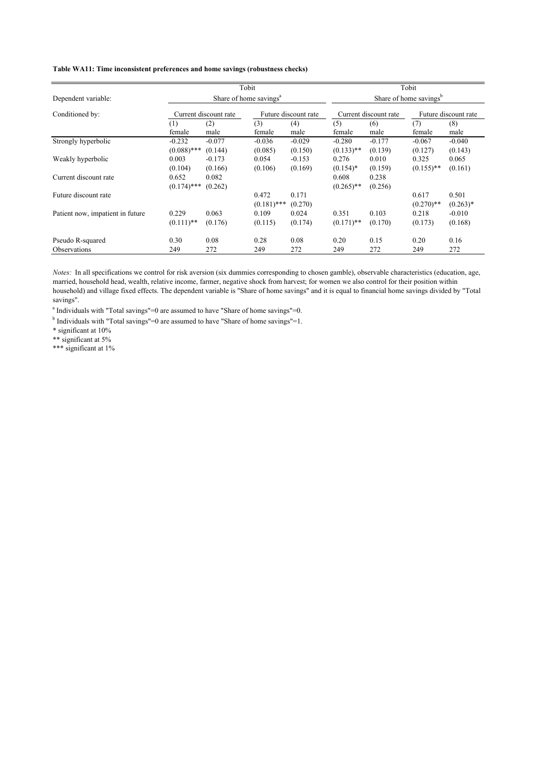**Table WA11: Time inconsistent preferences and home savings (robustness checks)**

| | Tobit | | | | Tobit | | | |
|---|---|---|---|---|---|---|---|---|
| Dependent variable: | Share of home savings[a] | | | | Share of home savings[b] | | | |
| Conditioned by: | Current discount rate | | Future discount rate | | Current discount rate | | Future discount rate | |
| | (1) female | (2) male | (3) female | (4) male | (5) female | (6) male | (7) female | (8) male |
| Strongly hyperbolic | -0.232 | -0.077 | -0.036 | -0.029 | -0.280 | -0.177 | -0.067 | -0.040 |
| | (0.088)*** | (0.144) | (0.085) | (0.150) | (0.133)** | (0.139) | (0.127) | (0.143) |
| Weakly hyperbolic | 0.003 | -0.173 | 0.054 | -0.153 | 0.276 | 0.010 | 0.325 | 0.065 |
| | (0.104) | (0.166) | (0.106) | (0.169) | (0.154)* | (0.159) | (0.155)** | (0.161) |
| Current discount rate | 0.652 | 0.082 | | | 0.608 | 0.238 | | |
| | (0.174)*** | (0.262) | | | (0.265)** | (0.256) | | |
| Future discount rate | | | 0.472 | 0.171 | | | 0.617 | 0.501 |
| | | | (0.181)*** | (0.270) | | | (0.270)** | (0.263)* |
| Patient now, impatient in future | 0.229 | 0.063 | 0.109 | 0.024 | 0.351 | 0.103 | 0.218 | -0.010 |
| | (0.111)** | (0.176) | (0.115) | (0.174) | (0.171)** | (0.170) | (0.173) | (0.168) |
| Pseudo R-squared | 0.30 | 0.08 | 0.28 | 0.08 | 0.20 | 0.15 | 0.20 | 0.16 |
| Observations | 249 | 272 | 249 | 272 | 249 | 272 | 249 | 272 |

*Notes:* In all specifications we control for risk aversion (six dummies corresponding to chosen gamble), observable characteristics (education, age, married, household head, wealth, relative income, farmer, negative shock from harvest; for women we also control for their position within household) and village fixed effects. The dependent variable is "Share of home savings" and it is equal to financial home savings divided by "Total savings".

[a] Individuals with "Total savings"=0 are assumed to have "Share of home savings"=0.

[b] Individuals with "Total savings"=0 are assumed to have "Share of home savings"=1.

* significant at 10%

** significant at 5%

*** significant at 1%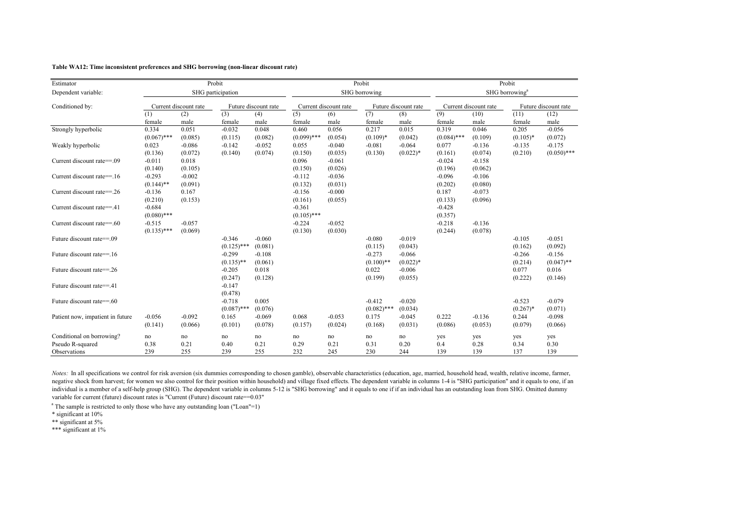**Table WA12: Time inconsistent preferences and SHG borrowing (non-linear discount rate)**

| Estimator | Probit | | | | Probit | | | | Probit | | | |
|---|---|---|---|---|---|---|---|---|---|---|---|---|
| Dependent variable: | SHG participation | | | | SHG borrowing | | | | SHG borrowing[a] | | | |
| Conditioned by: | Current discount rate | | Future discount rate | | Current discount rate | | Future discount rate | | Current discount rate | | Future discount rate | |
| | (1) | (2) | (3) | (4) | (5) | (6) | (7) | (8) | (9) | (10) | (11) | (12) |
| | female | male | female | male | female | male | female | male | female | male | female | male |
| Strongly hyperbolic | 0.334 | 0.051 | -0.032 | 0.048 | 0.460 | 0.056 | 0.217 | 0.015 | 0.319 | 0.046 | 0.205 | -0.056 |
| | (0.067)*** | (0.085) | (0.115) | (0.082) | (0.099)*** | (0.054) | (0.109)* | (0.042) | (0.084)*** | (0.109) | (0.105)* | (0.072) |
| Weakly hyperbolic | 0.023 | -0.086 | -0.142 | -0.052 | 0.055 | -0.040 | -0.081 | -0.064 | 0.077 | -0.136 | -0.135 | -0.175 |
| | (0.136) | (0.072) | (0.140) | (0.074) | (0.150) | (0.035) | (0.130) | (0.022)* | (0.161) | (0.074) | (0.210) | (0.050)*** |
| Current discount rate==.09 | -0.011 | 0.018 | | | 0.096 | -0.061 | | | -0.024 | -0.158 | | |
| | (0.140) | (0.105) | | | (0.150) | (0.026) | | | (0.196) | (0.062) | | |
| Current discount rate==.16 | -0.293 | -0.002 | | | -0.112 | -0.036 | | | -0.096 | -0.106 | | |
| | (0.144)** | (0.091) | | | (0.132) | (0.031) | | | (0.202) | (0.080) | | |
| Current discount rate==.26 | -0.136 | 0.167 | | | -0.156 | -0.000 | | | 0.187 | -0.073 | | |
| | (0.210) | (0.153) | | | (0.161) | (0.055) | | | (0.133) | (0.096) | | |
| Current discount rate==.41 | -0.684 | | | | -0.361 | | | | -0.428 | | | |
| | (0.080)*** | | | | (0.105)*** | | | | (0.357) | | | |
| Current discount rate==.60 | -0.515 | -0.057 | | | -0.224 | -0.052 | | | -0.218 | -0.136 | | |
| | (0.135)*** | (0.069) | | | (0.130) | (0.030) | | | (0.244) | (0.078) | | |
| Future discount rate==.09 | | | -0.346 | -0.060 | | | -0.080 | -0.019 | | | -0.105 | -0.051 |
| | | | (0.125)*** | (0.081) | | | (0.115) | (0.043) | | | (0.162) | (0.092) |
| Future discount rate==.16 | | | -0.299 | -0.108 | | | -0.273 | -0.066 | | | -0.266 | -0.156 |
| | | | (0.135)** | (0.061) | | | (0.100)** | (0.022)* | | | (0.214) | (0.047)** |
| Future discount rate==.26 | | | -0.205 | 0.018 | | | 0.022 | -0.006 | | | 0.077 | 0.016 |
| | | | (0.247) | (0.128) | | | (0.199) | (0.055) | | | (0.222) | (0.146) |
| Future discount rate==.41 | | | -0.147 | | | | | | | | | |
| | | | (0.478) | | | | | | | | | |
| Future discount rate==.60 | | | -0.718 | 0.005 | | | -0.412 | -0.020 | | | -0.523 | -0.079 |
| | | | (0.087)*** | (0.076) | | | (0.082)*** | (0.034) | | | (0.267)* | (0.071) |
| Patient now, impatient in future | -0.056 | -0.092 | 0.165 | -0.069 | 0.068 | -0.053 | 0.175 | -0.045 | 0.222 | -0.136 | 0.244 | -0.098 |
| | (0.141) | (0.066) | (0.101) | (0.078) | (0.157) | (0.024) | (0.168) | (0.031) | (0.086) | (0.053) | (0.079) | (0.066) |
| Conditional on borrowing? | no | no | no | no | no | no | no | no | yes | yes | yes | yes |
| Pseudo R-squared | 0.38 | 0.21 | 0.40 | 0.21 | 0.29 | 0.21 | 0.31 | 0.20 | 0.4 | 0.28 | 0.34 | 0.30 |
| Observations | 239 | 255 | 239 | 255 | 232 | 245 | 230 | 244 | 139 | 139 | 137 | 139 |

*Notes:* In all specifications we control for risk aversion (six dummies corresponding to chosen gamble), observable characteristics (education, age, married, household head, wealth, relative income, farmer, negative shock from harvest; for women we also control for their position within household) and village fixed effects. The dependent variable in columns 1-4 is "SHG participation" and it equals to one, if an individual is a member of a self-help group (SHG). The dependent variable in columns 5-12 is "SHG borrowing" and it equals to one if if an individual has an outstanding loan from SHG. Omitted dummy variable for current (future) discount rates is "Current (Future) discount rate==0.03"

[a] The sample is restricted to only those who have any outstanding loan ("Loan"=1)

\* significant at 10%

\*\* significant at 5%

\*\*\* significant at 1%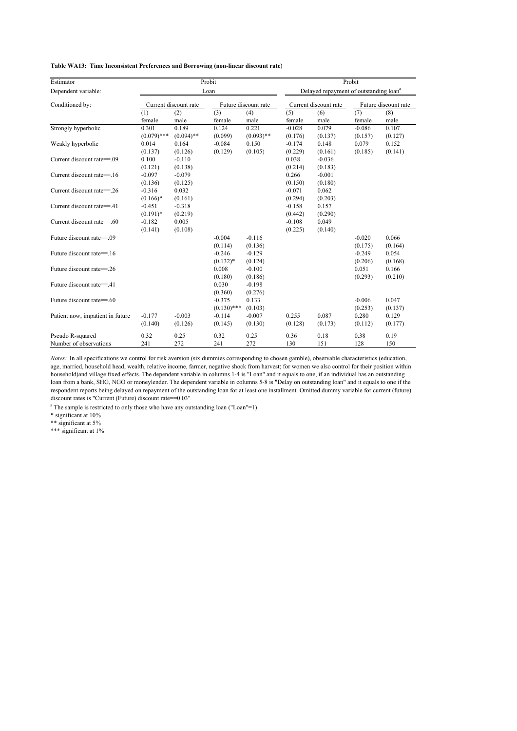**Table WA13: Time Inconsistent Preferences and Borrowing (non-linear discount rate)**

| Estimator | Probit | | | | Probit | | | |
|---|---|---|---|---|---|---|---|---|
| Dependent variable: | Loan | | | | Delayed repayment of outstanding loan[a] | | | |
| Conditioned by: | Current discount rate | | Future discount rate | | Current discount rate | | Future discount rate | |
| | (1) | (2) | (3) | (4) | (5) | (6) | (7) | (8) |
| | female | male | female | male | female | male | female | male |
| Strongly hyperbolic | 0.301 | 0.189 | 0.124 | 0.221 | -0.028 | 0.079 | -0.086 | 0.107 |
| | (0.079)*** | (0.094)** | (0.099) | (0.093)** | (0.176) | (0.137) | (0.157) | (0.127) |
| Weakly hyperbolic | 0.014 | 0.164 | -0.084 | 0.150 | -0.174 | 0.148 | 0.079 | 0.152 |
| | (0.137) | (0.126) | (0.129) | (0.105) | (0.229) | (0.161) | (0.185) | (0.141) |
| Current discount rate==.09 | 0.100 | -0.110 | | | 0.038 | -0.036 | | |
| | (0.121) | (0.138) | | | (0.214) | (0.183) | | |
| Current discount rate==.16 | -0.097 | -0.079 | | | 0.266 | -0.001 | | |
| | (0.136) | (0.125) | | | (0.150) | (0.180) | | |
| Current discount rate==.26 | -0.316 | 0.032 | | | -0.071 | 0.062 | | |
| | (0.166)* | (0.161) | | | (0.294) | (0.203) | | |
| Current discount rate==.41 | -0.451 | -0.318 | | | -0.158 | 0.157 | | |
| | (0.191)* | (0.219) | | | (0.442) | (0.290) | | |
| Current discount rate==.60 | -0.182 | 0.005 | | | -0.108 | 0.049 | | |
| | (0.141) | (0.108) | | | (0.225) | (0.140) | | |
| Future discount rate==.09 | | | -0.004 | -0.116 | | | -0.020 | 0.066 |
| | | | (0.114) | (0.136) | | | (0.175) | (0.164) |
| Future discount rate==.16 | | | -0.246 | -0.129 | | | -0.249 | 0.054 |
| | | | (0.132)* | (0.124) | | | (0.206) | (0.168) |
| Future discount rate==.26 | | | 0.008 | -0.100 | | | 0.051 | 0.166 |
| | | | (0.180) | (0.186) | | | (0.293) | (0.210) |
| Future discount rate==.41 | | | 0.030 | -0.198 | | | | |
| | | | (0.360) | (0.276) | | | | |
| Future discount rate==.60 | | | -0.375 | 0.133 | | | -0.006 | 0.047 |
| | | | (0.130)*** | (0.103) | | | (0.253) | (0.137) |
| Patient now, impatient in future | -0.177 | -0.003 | -0.114 | -0.007 | 0.255 | 0.087 | 0.280 | 0.129 |
| | (0.140) | (0.126) | (0.145) | (0.130) | (0.128) | (0.173) | (0.112) | (0.177) |
| Pseudo R-squared | 0.32 | 0.25 | 0.32 | 0.25 | 0.36 | 0.18 | 0.38 | 0.19 |
| Number of observations | 241 | 272 | 241 | 272 | 130 | 151 | 128 | 150 |

*Notes:* In all specifications we control for risk aversion (six dummies corresponding to chosen gamble), observable characteristics (education, age, married, household head, wealth, relative income, farmer, negative shock from harvest; for women we also control for their position within household)and village fixed effects. The dependent variable in columns 1-4 is "Loan" and it equals to one, if an individual has an outstanding loan from a bank, SHG, NGO or moneylender. The dependent variable in columns 5-8 is "Delay on outstanding loan" and it equals to one if the respondent reports being delayed on repayment of the outstanding loan for at least one installment. Omitted dummy variable for current (future) discount rates is "Current (Future) discount rate==0.03"

[a] The sample is restricted to only those who have any outstanding loan ("Loan"=1)

\* significant at 10%

\** significant at 5%

\*** significant at 1%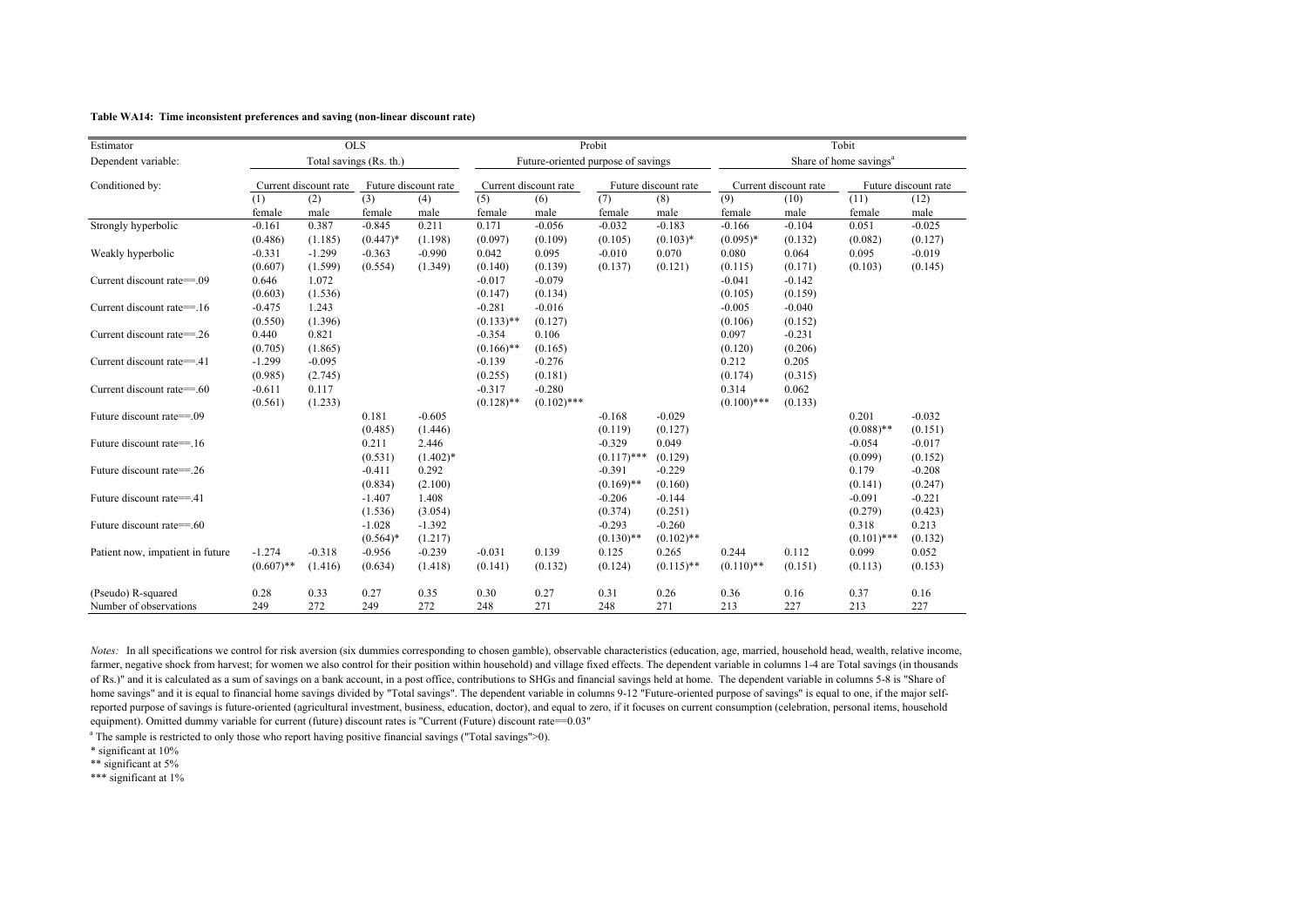**Table WA14: Time inconsistent preferences and saving (non-linear discount rate)**

| Estimator | OLS | | | | Probit | | | | Tobit | | | |
|---|---|---|---|---|---|---|---|---|---|---|---|---|
| Dependent variable: | Total savings (Rs. th.) | | | | Future-oriented purpose of savings | | | | Share of home savings[a] | | | |
| Conditioned by: | Current discount rate | | Future discount rate | | Current discount rate | | Future discount rate | | Current discount rate | | Future discount rate | |
| | (1) | (2) | (3) | (4) | (5) | (6) | (7) | (8) | (9) | (10) | (11) | (12) |
| | female | male | female | male | female | male | female | male | female | male | female | male |
| Strongly hyperbolic | -0.161 | 0.387 | -0.845 | 0.211 | 0.171 | -0.056 | -0.032 | -0.183 | -0.166 | -0.104 | 0.051 | -0.025 |
| | (0.486) | (1.185) | (0.447)* | (1.198) | (0.097) | (0.109) | (0.105) | (0.103)* | (0.095)* | (0.132) | (0.082) | (0.127) |
| Weakly hyperbolic | -0.331 | -1.299 | -0.363 | -0.990 | 0.042 | 0.095 | -0.010 | 0.070 | 0.080 | 0.064 | 0.095 | -0.019 |
| | (0.607) | (1.599) | (0.554) | (1.349) | (0.140) | (0.139) | (0.137) | (0.121) | (0.115) | (0.171) | (0.103) | (0.145) |
| Current discount rate==.09 | 0.646 | 1.072 | | | -0.017 | -0.079 | | | -0.041 | -0.142 | | |
| | (0.603) | (1.536) | | | (0.147) | (0.134) | | | (0.105) | (0.159) | | |
| Current discount rate==.16 | -0.475 | 1.243 | | | -0.281 | -0.016 | | | -0.005 | -0.040 | | |
| | (0.550) | (1.396) | | | (0.133)** | (0.127) | | | (0.106) | (0.152) | | |
| Current discount rate==.26 | 0.440 | 0.821 | | | -0.354 | 0.106 | | | 0.097 | -0.231 | | |
| | (0.705) | (1.865) | | | (0.166)** | (0.165) | | | (0.120) | (0.206) | | |
| Current discount rate==.41 | -1.299 | -0.095 | | | -0.139 | -0.276 | | | 0.212 | 0.205 | | |
| | (0.985) | (2.745) | | | (0.255) | (0.181) | | | (0.174) | (0.315) | | |
| Current discount rate==.60 | -0.611 | 0.117 | | | -0.317 | -0.280 | | | 0.314 | 0.062 | | |
| | (0.561) | (1.233) | | | (0.128)** | (0.102)*** | | | (0.100)*** | (0.133) | | |
| Future discount rate==.09 | | | 0.181 | -0.605 | | | -0.168 | -0.029 | | | 0.201 | -0.032 |
| | | | (0.485) | (1.446) | | | (0.119) | (0.127) | | | (0.088)** | (0.151) |
| Future discount rate==.16 | | | 0.211 | 2.446 | | | -0.329 | 0.049 | | | -0.054 | -0.017 |
| | | | (0.531) | (1.402)* | | | (0.117)*** | (0.129) | | | (0.099) | (0.152) |
| Future discount rate==.26 | | | -0.411 | 0.292 | | | -0.391 | -0.229 | | | 0.179 | -0.208 |
| | | | (0.834) | (2.100) | | | (0.169)** | (0.160) | | | (0.141) | (0.247) |
| Future discount rate==.41 | | | -1.407 | 1.408 | | | -0.206 | -0.144 | | | -0.091 | -0.221 |
| | | | (1.536) | (3.054) | | | (0.374) | (0.251) | | | (0.279) | (0.423) |
| Future discount rate==.60 | | | -1.028 | -1.392 | | | -0.293 | -0.260 | | | 0.318 | 0.213 |
| | | | (0.564)* | (1.217) | | | (0.130)** | (0.102)** | | | (0.101)*** | (0.132) |
| Patient now, impatient in future | -1.274 | -0.318 | -0.956 | -0.239 | -0.031 | 0.139 | 0.125 | 0.265 | 0.244 | 0.112 | 0.099 | 0.052 |
| | (0.607)** | (1.416) | (0.634) | (1.418) | (0.141) | (0.132) | (0.124) | (0.115)** | (0.110)** | (0.151) | (0.113) | (0.153) |
| (Pseudo) R-squared | 0.28 | 0.33 | 0.27 | 0.35 | 0.30 | 0.27 | 0.31 | 0.26 | 0.36 | 0.16 | 0.37 | 0.16 |
| Number of observations | 249 | 272 | 249 | 272 | 248 | 271 | 248 | 271 | 213 | 227 | 213 | 227 |

*Notes:* In all specifications we control for risk aversion (six dummies corresponding to chosen gamble), observable characteristics (education, age, married, household head, wealth, relative income, farmer, negative shock from harvest; for women we also control for their position within household) and village fixed effects. The dependent variable in columns 1-4 are Total savings (in thousands of Rs.)" and it is calculated as a sum of savings on a bank account, in a post office, contributions to SHGs and financial savings held at home. The dependent variable in columns 5-8 is "Share of home savings" and it is equal to financial home savings divided by "Total savings". The dependent variable in columns 9-12 "Future-oriented purpose of savings" is equal to one, if the major self-reported purpose of savings is future-oriented (agricultural investment, business, education, doctor), and equal to zero, if it focuses on current consumption (celebration, personal items, household equipment). Omitted dummy variable for current (future) discount rates is "Current (Future) discount rate==0.03"

[a] The sample is restricted to only those who report having positive financial savings ("Total savings">0).

\* significant at 10%

\** significant at 5%

\*** significant at 1%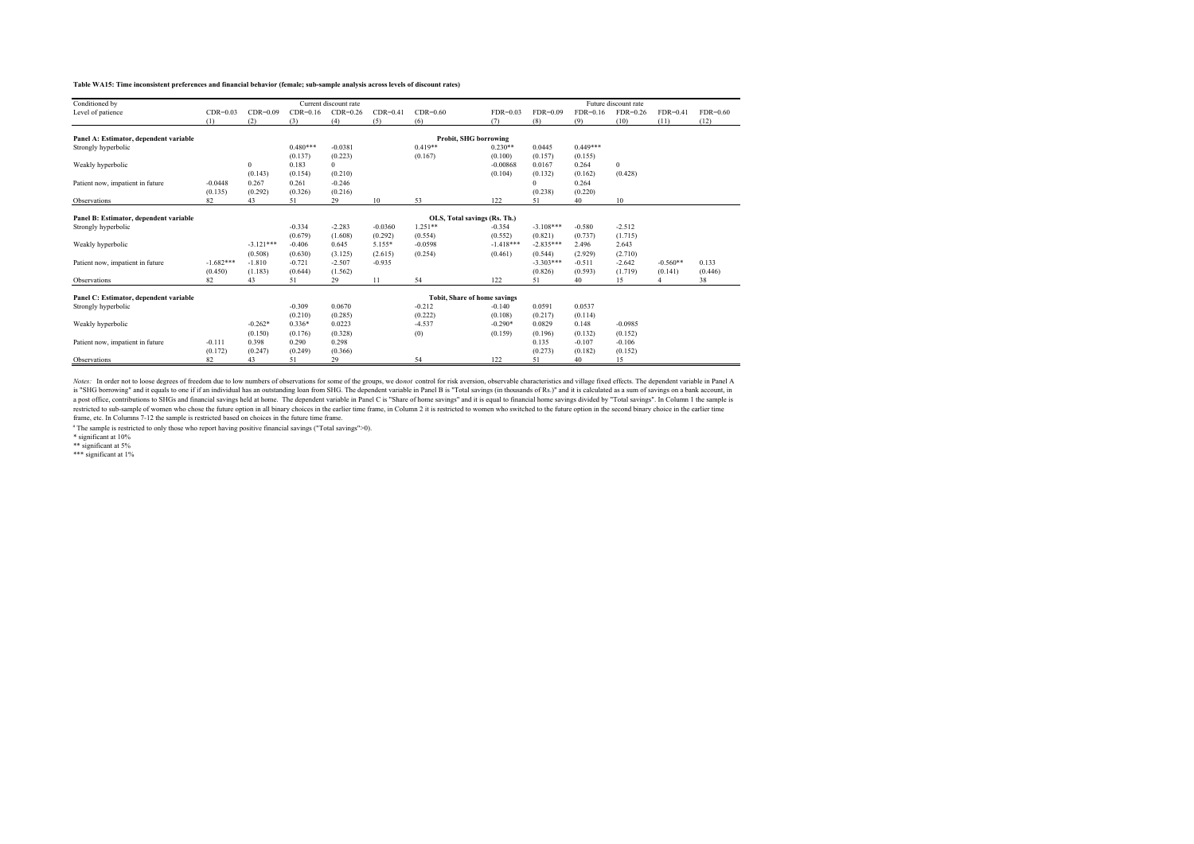**Table WA15: Time inconsistent preferences and financial behavior (female; sub-sample analysis across levels of discount rates)**

| Conditioned by | | | Current discount rate | | | | | | Future discount rate | | | |
|---|---|---|---|---|---|---|---|---|---|---|---|---|
| Level of patience | CDR=0.03 | CDR=0.09 | CDR=0.16 | CDR=0.26 | CDR=0.41 | CDR=0.60 | FDR=0.03 | FDR=0.09 | FDR=0.16 | FDR=0.26 | FDR=0.41 | FDR=0.60 |
| | (1) | (2) | (3) | (4) | (5) | (6) | (7) | (8) | (9) | (10) | (11) | (12) |
| **Panel A: Estimator, dependent variable** | | | | | | **Probit, SHG borrowing** | | | | | | |
| Strongly hyperbolic | | | 0.480*** | -0.0381 | | 0.419** | 0.230** | 0.0445 | 0.449*** | | | |
| | | | (0.137) | (0.223) | | (0.167) | (0.100) | (0.157) | (0.155) | | | |
| Weakly hyperbolic | | 0 | 0.183 | 0 | | | -0.00868 | 0.0167 | 0.264 | 0 | | |
| | | (0.143) | (0.154) | (0.210) | | | (0.104) | (0.132) | (0.162) | (0.428) | | |
| Patient now, impatient in future | -0.0448 | 0.267 | 0.261 | -0.246 | | | | 0 | 0.264 | | | |
| | (0.135) | (0.292) | (0.326) | (0.216) | | | | (0.238) | (0.220) | | | |
| Observations | 82 | 43 | 51 | 29 | 10 | 53 | 122 | 51 | 40 | 10 | | |
| **Panel B: Estimator, dependent variable** | | | | | | **OLS, Total savings (Rs. Th.)** | | | | | | |
| Strongly hyperbolic | | | -0.334 | -2.283 | -0.0360 | 1.251** | -0.354 | -3.108*** | -0.580 | -2.512 | | |
| | | | (0.679) | (1.608) | (0.292) | (0.554) | (0.552) | (0.821) | (0.737) | (1.715) | | |
| Weakly hyperbolic | | -3.121*** | -0.406 | 0.645 | 5.155* | -0.0598 | -1.418*** | -2.835*** | 2.496 | 2.643 | | |
| | | (0.508) | (0.630) | (3.125) | (2.615) | (0.254) | (0.461) | (0.544) | (2.929) | (2.710) | | |
| Patient now, impatient in future | -1.682*** | -1.810 | -0.721 | -2.507 | -0.935 | | | -3.303*** | -0.511 | -2.642 | -0.560** | 0.133 |
| | (0.450) | (1.183) | (0.644) | (1.562) | | | | (0.826) | (0.593) | (1.719) | (0.141) | (0.446) |
| Observations | 82 | 43 | 51 | 29 | 11 | 54 | 122 | 51 | 40 | 15 | 4 | 38 |
| **Panel C: Estimator, dependent variable** | | | | | | **Tobit, Share of home savings** | | | | | | |
| Strongly hyperbolic | | | -0.309 | 0.0670 | | -0.212 | -0.140 | 0.0591 | 0.0537 | | | |
| | | | (0.210) | (0.285) | | (0.222) | (0.108) | (0.217) | (0.114) | | | |
| Weakly hyperbolic | | -0.262* | 0.336* | 0.0223 | | -4.537 | -0.290* | 0.0829 | 0.148 | -0.0985 | | |
| | | (0.150) | (0.176) | (0.328) | | (0) | (0.159) | (0.196) | (0.132) | (0.152) | | |
| Patient now, impatient in future | -0.111 | 0.398 | 0.290 | 0.298 | | | | 0.135 | -0.107 | -0.106 | | |
| | (0.172) | (0.247) | (0.249) | (0.366) | | | | (0.273) | (0.182) | (0.152) | | |
| Observations | 82 | 43 | 51 | 29 | | 54 | 122 | 51 | 40 | 15 | | |

*Notes:* In order not to loose degrees of freedom due to low numbers of observations for some of the groups, we do*not* control for risk aversion, observable characteristics and village fixed effects. The dependent variable in Panel A is "SHG borrowing" and it equals to one if if an individual has an outstanding loan from SHG. The dependent variable in Panel B is "Total savings (in thousands of Rs.)" and it is calculated as a sum of savings on a bank account, in a post office, contributions to SHGs and financial savings held at home. The dependent variable in Panel C is "Share of home savings" and it is equal to financial home savings divided by "Total savings". In Column 1 the sample is restricted to sub-sample of women who chose the future option in all binary choices in the earlier time frame, in Column 2 it is restricted to women who switched to the future option in the second binary choice in the earlier time frame, etc. In Columns 7-12 the sample is restricted based on choices in the future time frame.

[a] The sample is restricted to only those who report having positive financial savings ("Total savings">0).

\* significant at 10%

\*\* significant at 5%

\*\*\* significant at 1%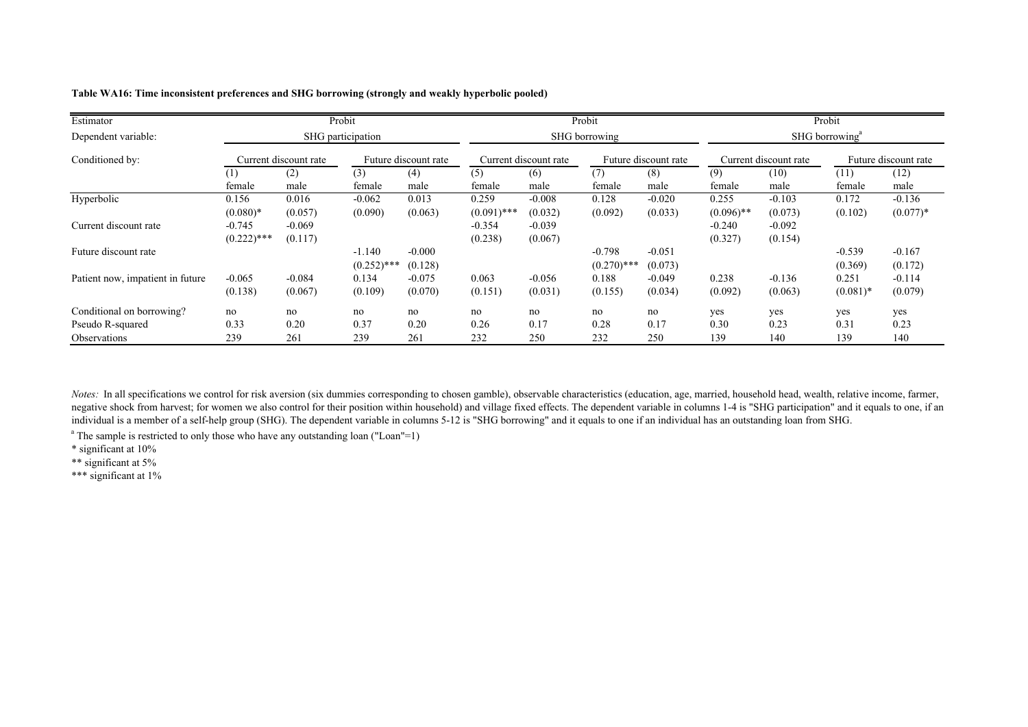**Table WA16: Time inconsistent preferences and SHG borrowing (strongly and weakly hyperbolic pooled)**

| Estimator | Probit | | | | Probit | | | | Probit | | | |
|---|---|---|---|---|---|---|---|---|---|---|---|---|
| Dependent variable: | SHG participation | | | | SHG borrowing | | | | SHG borrowing[a] | | | |
| Conditioned by: | Current discount rate | | Future discount rate | | Current discount rate | | Future discount rate | | Current discount rate | | Future discount rate | |
| | (1) | (2) | (3) | (4) | (5) | (6) | (7) | (8) | (9) | (10) | (11) | (12) |
| | female | male | female | male | female | male | female | male | female | male | female | male |
| Hyperbolic | 0.156 | 0.016 | -0.062 | 0.013 | 0.259 | -0.008 | 0.128 | -0.020 | 0.255 | -0.103 | 0.172 | -0.136 |
| | (0.080)* | (0.057) | (0.090) | (0.063) | (0.091)*** | (0.032) | (0.092) | (0.033) | (0.096)** | (0.073) | (0.102) | (0.077)* |
| Current discount rate | -0.745 | -0.069 | | | -0.354 | -0.039 | | | -0.240 | -0.092 | | |
| | (0.222)*** | (0.117) | | | (0.238) | (0.067) | | | (0.327) | (0.154) | | |
| Future discount rate | | | -1.140 | -0.000 | | | -0.798 | -0.051 | | | -0.539 | -0.167 |
| | | | (0.252)*** | (0.128) | | | (0.270)*** | (0.073) | | | (0.369) | (0.172) |
| Patient now, impatient in future | -0.065 | -0.084 | 0.134 | -0.075 | 0.063 | -0.056 | 0.188 | -0.049 | 0.238 | -0.136 | 0.251 | -0.114 |
| | (0.138) | (0.067) | (0.109) | (0.070) | (0.151) | (0.031) | (0.155) | (0.034) | (0.092) | (0.063) | (0.081)* | (0.079) |
| Conditional on borrowing? | no | no | no | no | no | no | no | no | yes | yes | yes | yes |
| Pseudo R-squared | 0.33 | 0.20 | 0.37 | 0.20 | 0.26 | 0.17 | 0.28 | 0.17 | 0.30 | 0.23 | 0.31 | 0.23 |
| Observations | 239 | 261 | 239 | 261 | 232 | 250 | 232 | 250 | 139 | 140 | 139 | 140 |

*Notes:* In all specifications we control for risk aversion (six dummies corresponding to chosen gamble), observable characteristics (education, age, married, household head, wealth, relative income, farmer, negative shock from harvest; for women we also control for their position within household) and village fixed effects. The dependent variable in columns 1-4 is "SHG participation" and it equals to one, if an individual is a member of a self-help group (SHG). The dependent variable in columns 5-12 is "SHG borrowing" and it equals to one if an individual has an outstanding loan from SHG.

[a] The sample is restricted to only those who have any outstanding loan ("Loan"=1)

\* significant at 10%

\*\* significant at 5%

\*\*\* significant at 1%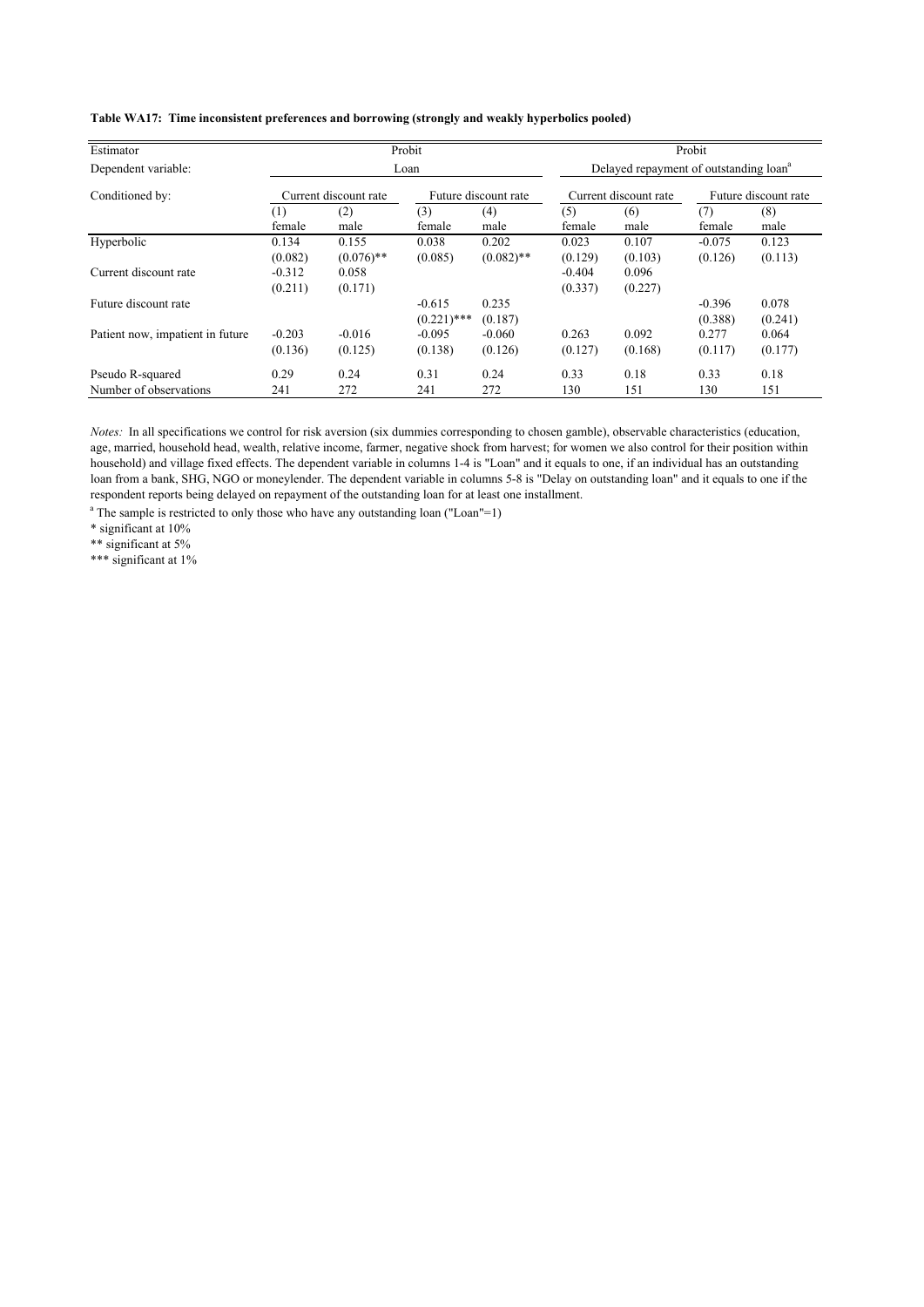**Table WA17: Time inconsistent preferences and borrowing (strongly and weakly hyperbolics pooled)**

| Estimator | Probit | | | | Probit | | | |
|---|---|---|---|---|---|---|---|---|
| Dependent variable: | Loan | | | | Delayed repayment of outstanding loan[a] | | | |
| Conditioned by: | Current discount rate | | Future discount rate | | Current discount rate | | Future discount rate | |
| | (1) | (2) | (3) | (4) | (5) | (6) | (7) | (8) |
| | female | male | female | male | female | male | female | male |
| Hyperbolic | 0.134 | 0.155 | 0.038 | 0.202 | 0.023 | 0.107 | -0.075 | 0.123 |
| | (0.082) | (0.076)** | (0.085) | (0.082)** | (0.129) | (0.103) | (0.126) | (0.113) |
| Current discount rate | -0.312 | 0.058 | | | -0.404 | 0.096 | | |
| | (0.211) | (0.171) | | | (0.337) | (0.227) | | |
| Future discount rate | | | -0.615 | 0.235 | | | -0.396 | 0.078 |
| | | | (0.221)*** | (0.187) | | | (0.388) | (0.241) |
| Patient now, impatient in future | -0.203 | -0.016 | -0.095 | -0.060 | 0.263 | 0.092 | 0.277 | 0.064 |
| | (0.136) | (0.125) | (0.138) | (0.126) | (0.127) | (0.168) | (0.117) | (0.177) |
| Pseudo R-squared | 0.29 | 0.24 | 0.31 | 0.24 | 0.33 | 0.18 | 0.33 | 0.18 |
| Number of observations | 241 | 272 | 241 | 272 | 130 | 151 | 130 | 151 |

*Notes:* In all specifications we control for risk aversion (six dummies corresponding to chosen gamble), observable characteristics (education, age, married, household head, wealth, relative income, farmer, negative shock from harvest; for women we also control for their position within household) and village fixed effects. The dependent variable in columns 1-4 is "Loan" and it equals to one, if an individual has an outstanding loan from a bank, SHG, NGO or moneylender. The dependent variable in columns 5-8 is "Delay on outstanding loan" and it equals to one if the respondent reports being delayed on repayment of the outstanding loan for at least one installment.

[a] The sample is restricted to only those who have any outstanding loan ("Loan"=1)

\* significant at 10%

** significant at 5%

*** significant at 1%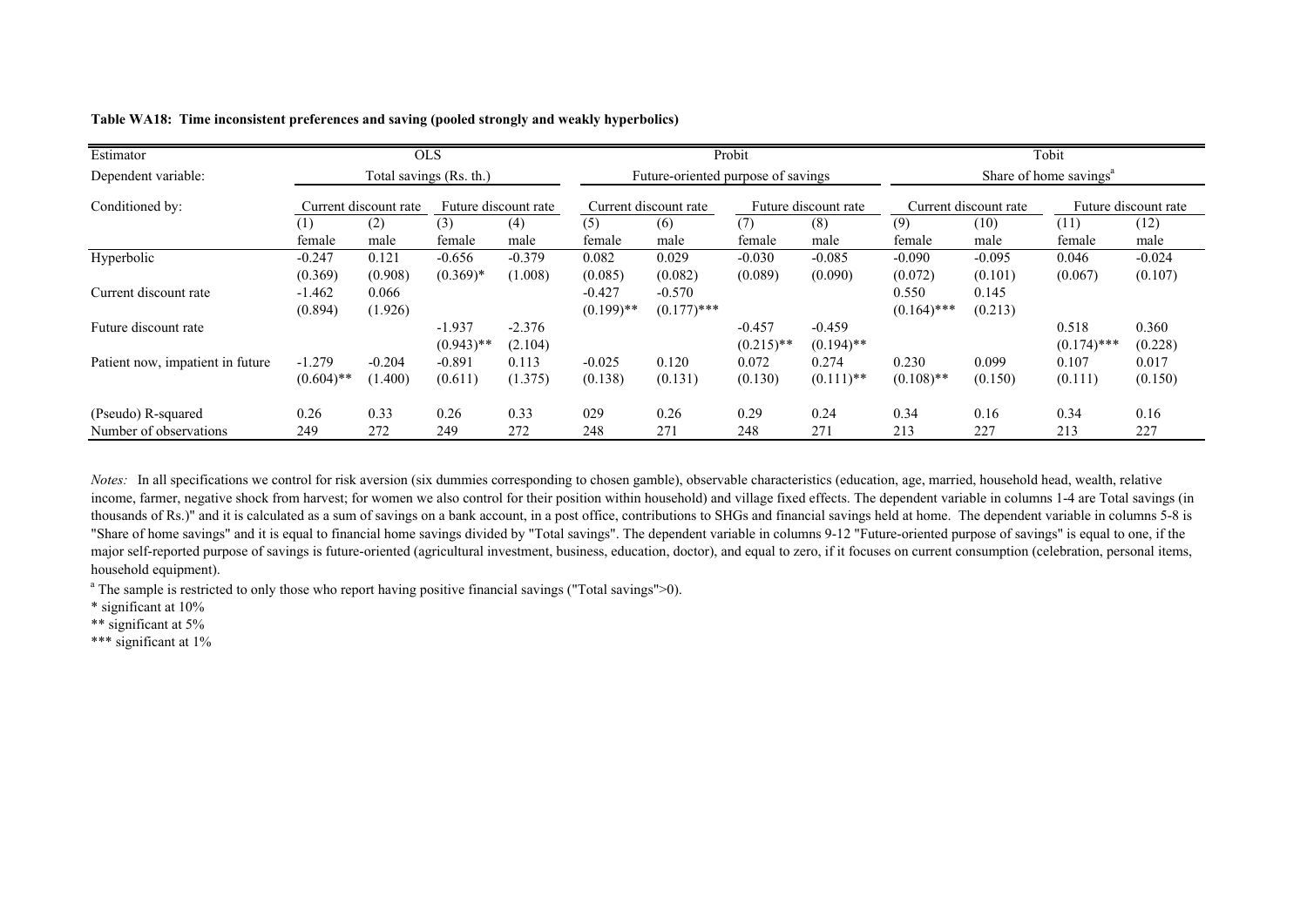**Table WA18: Time inconsistent preferences and saving (pooled strongly and weakly hyperbolics)**

| Estimator | OLS | | | | Probit | | | | Tobit | | | |
|---|---|---|---|---|---|---|---|---|---|---|---|---|
| Dependent variable: | Total savings (Rs. th.) | | | | Future-oriented purpose of savings | | | | Share of home savings[a] | | | |
| Conditioned by: | Current discount rate | | Future discount rate | | Current discount rate | | Future discount rate | | Current discount rate | | Future discount rate | |
| | (1) | (2) | (3) | (4) | (5) | (6) | (7) | (8) | (9) | (10) | (11) | (12) |
| | female | male | female | male | female | male | female | male | female | male | female | male |
| Hyperbolic | -0.247 | 0.121 | -0.656 | -0.379 | 0.082 | 0.029 | -0.030 | -0.085 | -0.090 | -0.095 | 0.046 | -0.024 |
| | (0.369) | (0.908) | (0.369)* | (1.008) | (0.085) | (0.082) | (0.089) | (0.090) | (0.072) | (0.101) | (0.067) | (0.107) |
| Current discount rate | -1.462 | 0.066 | | | -0.427 | -0.570 | | | 0.550 | 0.145 | | |
| | (0.894) | (1.926) | | | (0.199)** | (0.177)*** | | | (0.164)*** | (0.213) | | |
| Future discount rate | | | -1.937 | -2.376 | | | -0.457 | -0.459 | | | 0.518 | 0.360 |
| | | | (0.943)** | (2.104) | | | (0.215)** | (0.194)** | | | (0.174)*** | (0.228) |
| Patient now, impatient in future | -1.279 | -0.204 | -0.891 | 0.113 | -0.025 | 0.120 | 0.072 | 0.274 | 0.230 | 0.099 | 0.107 | 0.017 |
| | (0.604)** | (1.400) | (0.611) | (1.375) | (0.138) | (0.131) | (0.130) | (0.111)** | (0.108)** | (0.150) | (0.111) | (0.150) |
| (Pseudo) R-squared | 0.26 | 0.33 | 0.26 | 0.33 | 029 | 0.26 | 0.29 | 0.24 | 0.34 | 0.16 | 0.34 | 0.16 |
| Number of observations | 249 | 272 | 249 | 272 | 248 | 271 | 248 | 271 | 213 | 227 | 213 | 227 |

*Notes:* In all specifications we control for risk aversion (six dummies corresponding to chosen gamble), observable characteristics (education, age, married, household head, wealth, relative income, farmer, negative shock from harvest; for women we also control for their position within household) and village fixed effects. The dependent variable in columns 1-4 are Total savings (in thousands of Rs.)" and it is calculated as a sum of savings on a bank account, in a post office, contributions to SHGs and financial savings held at home. The dependent variable in columns 5-8 is "Share of home savings" and it is equal to financial home savings divided by "Total savings". The dependent variable in columns 9-12 "Future-oriented purpose of savings" is equal to one, if the major self-reported purpose of savings is future-oriented (agricultural investment, business, education, doctor), and equal to zero, if it focuses on current consumption (celebration, personal items, household equipment).

[a] The sample is restricted to only those who report having positive financial savings ("Total savings">0).

\* significant at 10%

\*\* significant at 5%

\*\*\* significant at 1%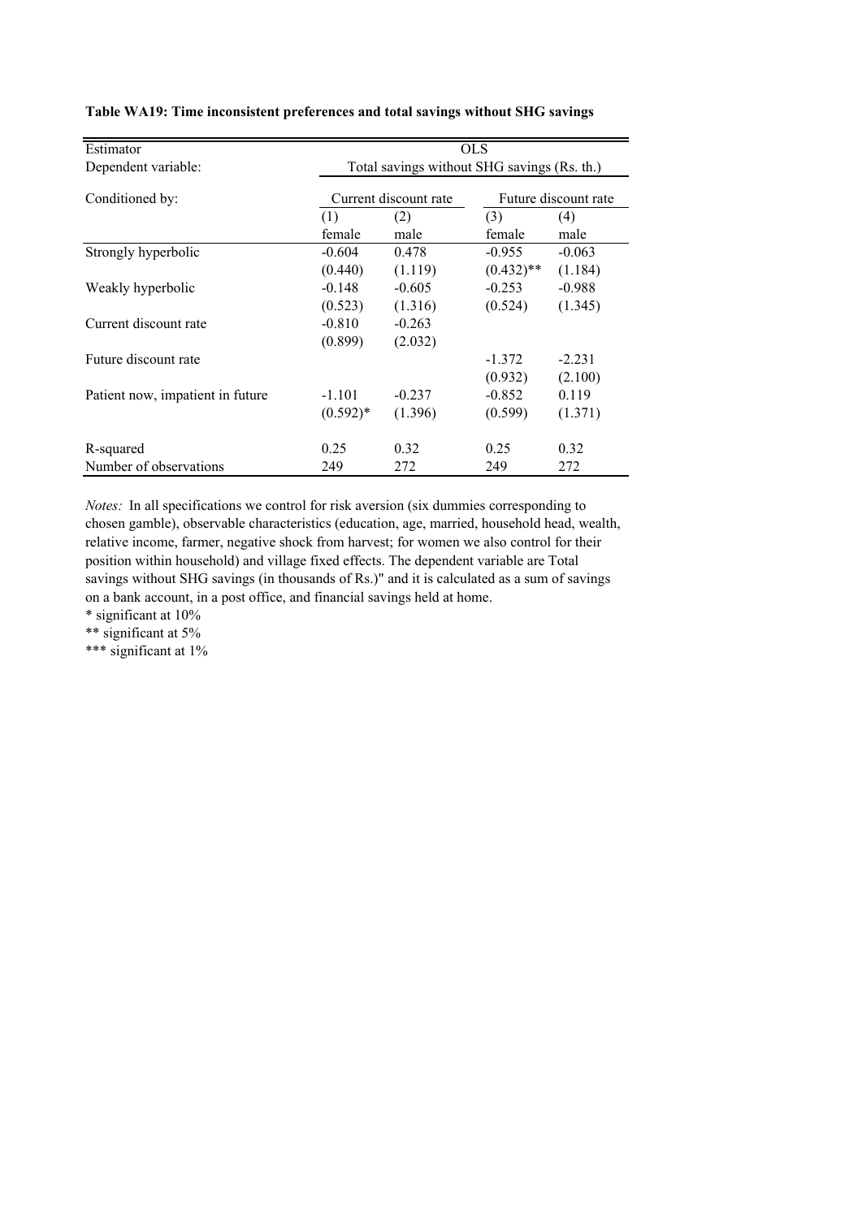**Table WA19: Time inconsistent preferences and total savings without SHG savings**

| Estimator | OLS | | | |
|---|---|---|---|---|
| Dependent variable: | Total savings without SHG savings (Rs. th.) | | | |
| Conditioned by: | Current discount rate | | Future discount rate | |
| | (1) | (2) | (3) | (4) |
| | female | male | female | male |
| Strongly hyperbolic | -0.604 | 0.478 | -0.955 | -0.063 |
| | (0.440) | (1.119) | (0.432)** | (1.184) |
| Weakly hyperbolic | -0.148 | -0.605 | -0.253 | -0.988 |
| | (0.523) | (1.316) | (0.524) | (1.345) |
| Current discount rate | -0.810 | -0.263 | | |
| | (0.899) | (2.032) | | |
| Future discount rate | | | -1.372 | -2.231 |
| | | | (0.932) | (2.100) |
| Patient now, impatient in future | -1.101 | -0.237 | -0.852 | 0.119 |
| | (0.592)* | (1.396) | (0.599) | (1.371) |
| R-squared | 0.25 | 0.32 | 0.25 | 0.32 |
| Number of observations | 249 | 272 | 249 | 272 |

*Notes:* In all specifications we control for risk aversion (six dummies corresponding to chosen gamble), observable characteristics (education, age, married, household head, wealth, relative income, farmer, negative shock from harvest; for women we also control for their position within household) and village fixed effects. The dependent variable are Total savings without SHG savings (in thousands of Rs.)" and it is calculated as a sum of savings on a bank account, in a post office, and financial savings held at home.

\* significant at 10%

\*\* significant at 5%

\*\*\* significant at 1%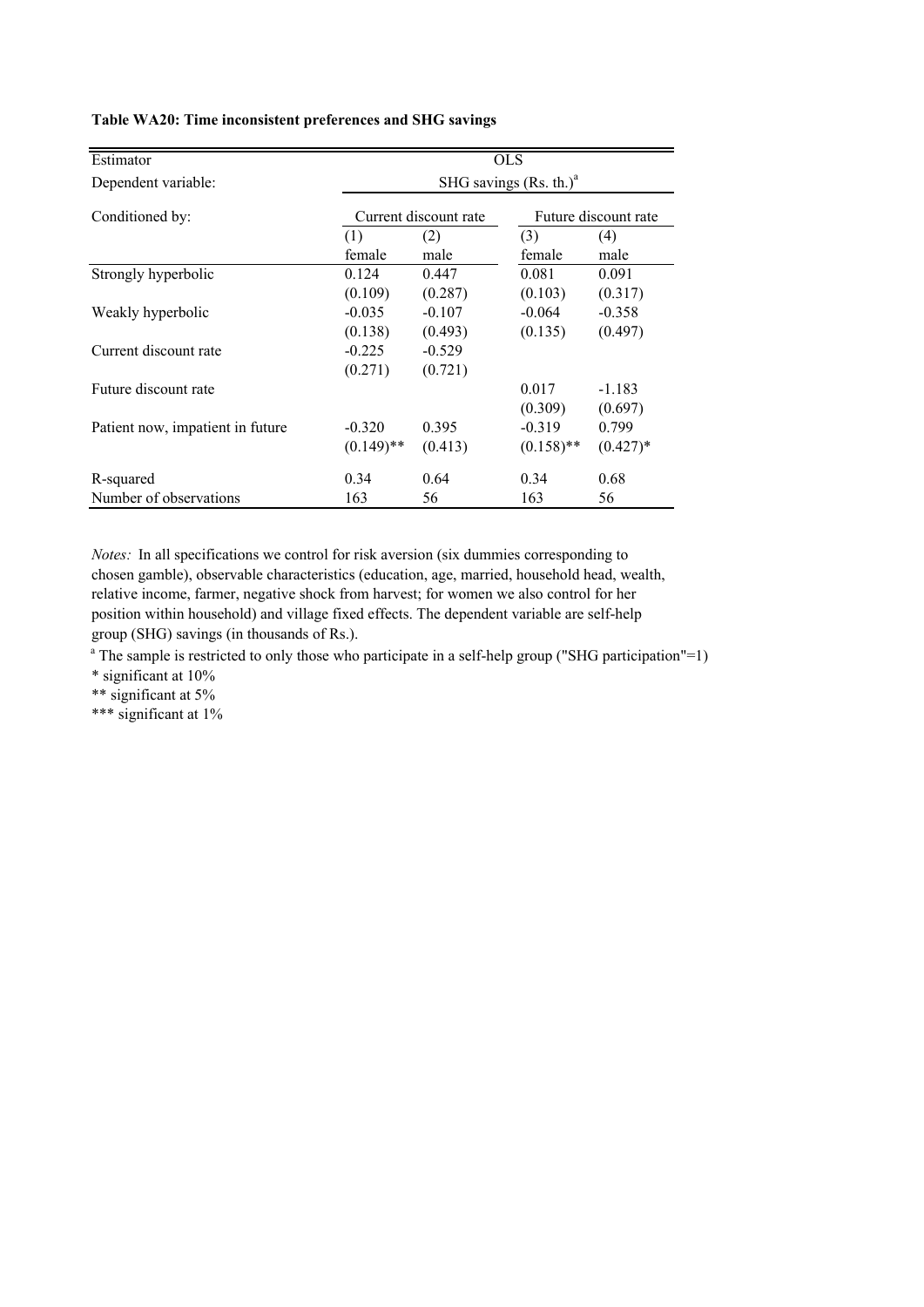**Table WA20: Time inconsistent preferences and SHG savings**

| Estimator | OLS | | | |
|---|---|---|---|---|
| Dependent variable: | SHG savings (Rs. th.)[a] | | | |
| Conditioned by: | Current discount rate | | Future discount rate | |
| | (1) | (2) | (3) | (4) |
| | female | male | female | male |
| Strongly hyperbolic | 0.124 | 0.447 | 0.081 | 0.091 |
| | (0.109) | (0.287) | (0.103) | (0.317) |
| Weakly hyperbolic | -0.035 | -0.107 | -0.064 | -0.358 |
| | (0.138) | (0.493) | (0.135) | (0.497) |
| Current discount rate | -0.225 | -0.529 | | |
| | (0.271) | (0.721) | | |
| Future discount rate | | | 0.017 | -1.183 |
| | | | (0.309) | (0.697) |
| Patient now, impatient in future | -0.320 | 0.395 | -0.319 | 0.799 |
| | (0.149)** | (0.413) | (0.158)** | (0.427)* |
| R-squared | 0.34 | 0.64 | 0.34 | 0.68 |
| Number of observations | 163 | 56 | 163 | 56 |

*Notes:* In all specifications we control for risk aversion (six dummies corresponding to chosen gamble), observable characteristics (education, age, married, household head, wealth, relative income, farmer, negative shock from harvest; for women we also control for her position within household) and village fixed effects. The dependent variable are self-help group (SHG) savings (in thousands of Rs.).

[a] The sample is restricted to only those who participate in a self-help group ("SHG participation"=1)

* significant at 10%

** significant at 5%

*** significant at 1%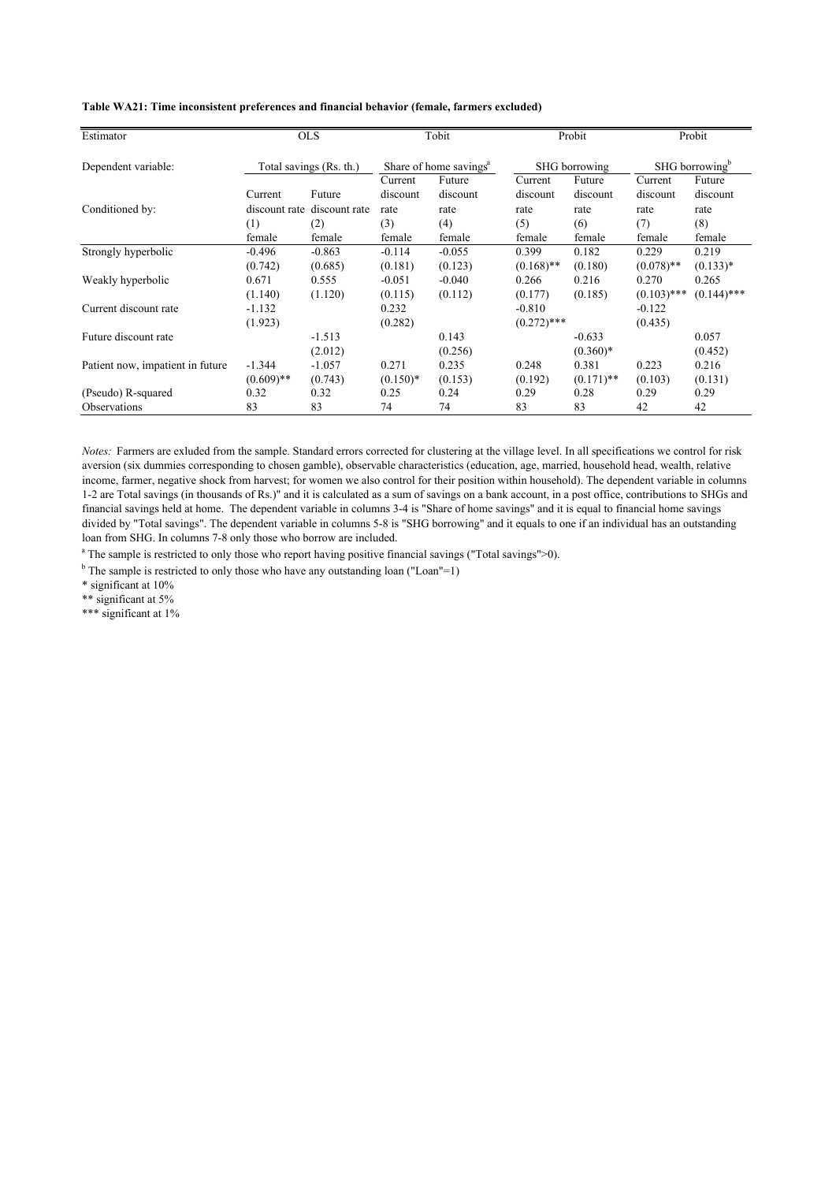**Table WA21: Time inconsistent preferences and financial behavior (female, farmers excluded)**

| Estimator | OLS | | Tobit | | Probit | | Probit | |
|---|---|---|---|---|---|---|---|---|
| Dependent variable: | Total savings (Rs. th.) | | Share of home savings[a] | | SHG borrowing | | SHG borrowing[b] | |
| Conditioned by: | Current discount rate | Future discount rate | Current discount rate | Future discount rate | Current discount rate | Future discount rate | Current discount rate | Future discount rate |
| | (1) | (2) | (3) | (4) | (5) | (6) | (7) | (8) |
| | female | female | female | female | female | female | female | female |
| Strongly hyperbolic | -0.496 | -0.863 | -0.114 | -0.055 | 0.399 | 0.182 | 0.229 | 0.219 |
| | (0.742) | (0.685) | (0.181) | (0.123) | (0.168)** | (0.180) | (0.078)** | (0.133)* |
| Weakly hyperbolic | 0.671 | 0.555 | -0.051 | -0.040 | 0.266 | 0.216 | 0.270 | 0.265 |
| | (1.140) | (1.120) | (0.115) | (0.112) | (0.177) | (0.185) | (0.103)*** | (0.144)*** |
| Current discount rate | -1.132 | | 0.232 | | -0.810 | | -0.122 | |
| | (1.923) | | (0.282) | | (0.272)*** | | (0.435) | |
| Future discount rate | | -1.513 | | 0.143 | | -0.633 | | 0.057 |
| | | (2.012) | | (0.256) | | (0.360)* | | (0.452) |
| Patient now, impatient in future | -1.344 | -1.057 | 0.271 | 0.235 | 0.248 | 0.381 | 0.223 | 0.216 |
| | (0.609)** | (0.743) | (0.150)* | (0.153) | (0.192) | (0.171)** | (0.103) | (0.131) |
| (Pseudo) R-squared | 0.32 | 0.32 | 0.25 | 0.24 | 0.29 | 0.28 | 0.29 | 0.29 |
| Observations | 83 | 83 | 74 | 74 | 83 | 83 | 42 | 42 |

*Notes:* Farmers are exluded from the sample. Standard errors corrected for clustering at the village level. In all specifications we control for risk aversion (six dummies corresponding to chosen gamble), observable characteristics (education, age, married, household head, wealth, relative income, farmer, negative shock from harvest; for women we also control for their position within household). The dependent variable in columns 1-2 are Total savings (in thousands of Rs.)" and it is calculated as a sum of savings on a bank account, in a post office, contributions to SHGs and financial savings held at home. The dependent variable in columns 3-4 is "Share of home savings" and it is equal to financial home savings divided by "Total savings". The dependent variable in columns 5-8 is "SHG borrowing" and it equals to one if an individual has an outstanding loan from SHG. In columns 7-8 only those who borrow are included.

[a] The sample is restricted to only those who report having positive financial savings ("Total savings">0).

[b] The sample is restricted to only those who have any outstanding loan ("Loan"=1)

\* significant at 10%

** significant at 5%

*** significant at 1%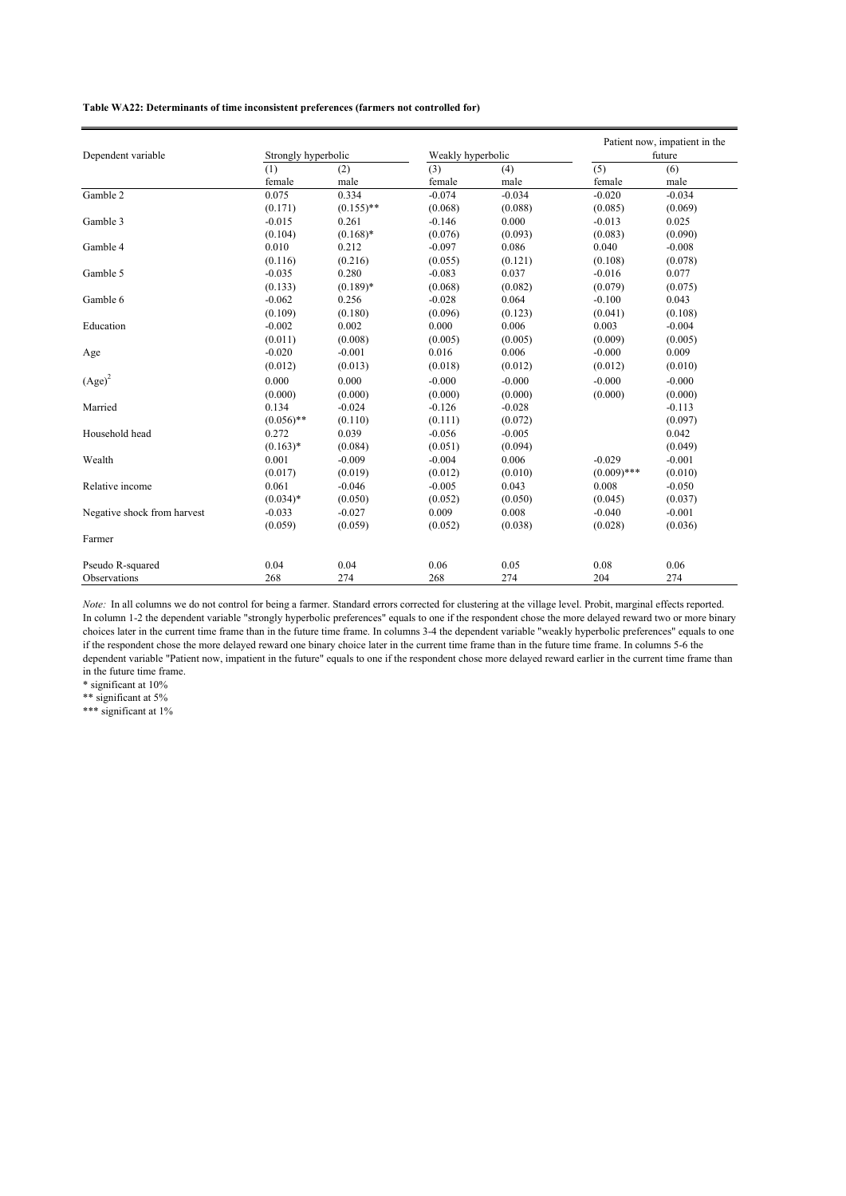**Table WA22: Determinants of time inconsistent preferences (farmers not controlled for)**

| Dependent variable | Strongly hyperbolic | | Weakly hyperbolic | | Patient now, impatient in the future | |
|---|---|---|---|---|---|---|
| | (1) | (2) | (3) | (4) | (5) | (6) |
| | female | male | female | male | female | male |
| Gamble 2 | 0.075 | 0.334 | -0.074 | -0.034 | -0.020 | -0.034 |
| | (0.171) | (0.155)** | (0.068) | (0.088) | (0.085) | (0.069) |
| Gamble 3 | -0.015 | 0.261 | -0.146 | 0.000 | -0.013 | 0.025 |
| | (0.104) | (0.168)* | (0.076) | (0.093) | (0.083) | (0.090) |
| Gamble 4 | 0.010 | 0.212 | -0.097 | 0.086 | 0.040 | -0.008 |
| | (0.116) | (0.216) | (0.055) | (0.121) | (0.108) | (0.078) |
| Gamble 5 | -0.035 | 0.280 | -0.083 | 0.037 | -0.016 | 0.077 |
| | (0.133) | (0.189)* | (0.068) | (0.082) | (0.079) | (0.075) |
| Gamble 6 | -0.062 | 0.256 | -0.028 | 0.064 | -0.100 | 0.043 |
| | (0.109) | (0.180) | (0.096) | (0.123) | (0.041) | (0.108) |
| Education | -0.002 | 0.002 | 0.000 | 0.006 | 0.003 | -0.004 |
| | (0.011) | (0.008) | (0.005) | (0.005) | (0.009) | (0.005) |
| Age | -0.020 | -0.001 | 0.016 | 0.006 | -0.000 | 0.009 |
| | (0.012) | (0.013) | (0.018) | (0.012) | (0.012) | (0.010) |
| $(Age)^2$ | 0.000 | 0.000 | -0.000 | -0.000 | -0.000 | -0.000 |
| | (0.000) | (0.000) | (0.000) | (0.000) | (0.000) | (0.000) |
| Married | 0.134 | -0.024 | -0.126 | -0.028 | | -0.113 |
| | (0.056)** | (0.110) | (0.111) | (0.072) | | (0.097) |
| Household head | 0.272 | 0.039 | -0.056 | -0.005 | | 0.042 |
| | (0.163)* | (0.084) | (0.051) | (0.094) | | (0.049) |
| Wealth | 0.001 | -0.009 | -0.004 | 0.006 | -0.029 | -0.001 |
| | (0.017) | (0.019) | (0.012) | (0.010) | (0.009)*** | (0.010) |
| Relative income | 0.061 | -0.046 | -0.005 | 0.043 | 0.008 | -0.050 |
| | (0.034)* | (0.050) | (0.052) | (0.050) | (0.045) | (0.037) |
| Negative shock from harvest | -0.033 | -0.027 | 0.009 | 0.008 | -0.040 | -0.001 |
| | (0.059) | (0.059) | (0.052) | (0.038) | (0.028) | (0.036) |
| Farmer | | | | | | |
| Pseudo R-squared | 0.04 | 0.04 | 0.06 | 0.05 | 0.08 | 0.06 |
| Observations | 268 | 274 | 268 | 274 | 204 | 274 |

*Note:* In all columns we do not control for being a farmer. Standard errors corrected for clustering at the village level. Probit, marginal effects reported. In column 1-2 the dependent variable "strongly hyperbolic preferences" equals to one if the respondent chose the more delayed reward two or more binary choices later in the current time frame than in the future time frame. In columns 3-4 the dependent variable "weakly hyperbolic preferences" equals to one if the respondent chose the more delayed reward one binary choice later in the current time frame than in the future time frame. In columns 5-6 the dependent variable "Patient now, impatient in the future" equals to one if the respondent chose more delayed reward earlier in the current time frame than in the future time frame.

* significant at 10%

** significant at 5%

*** significant at 1%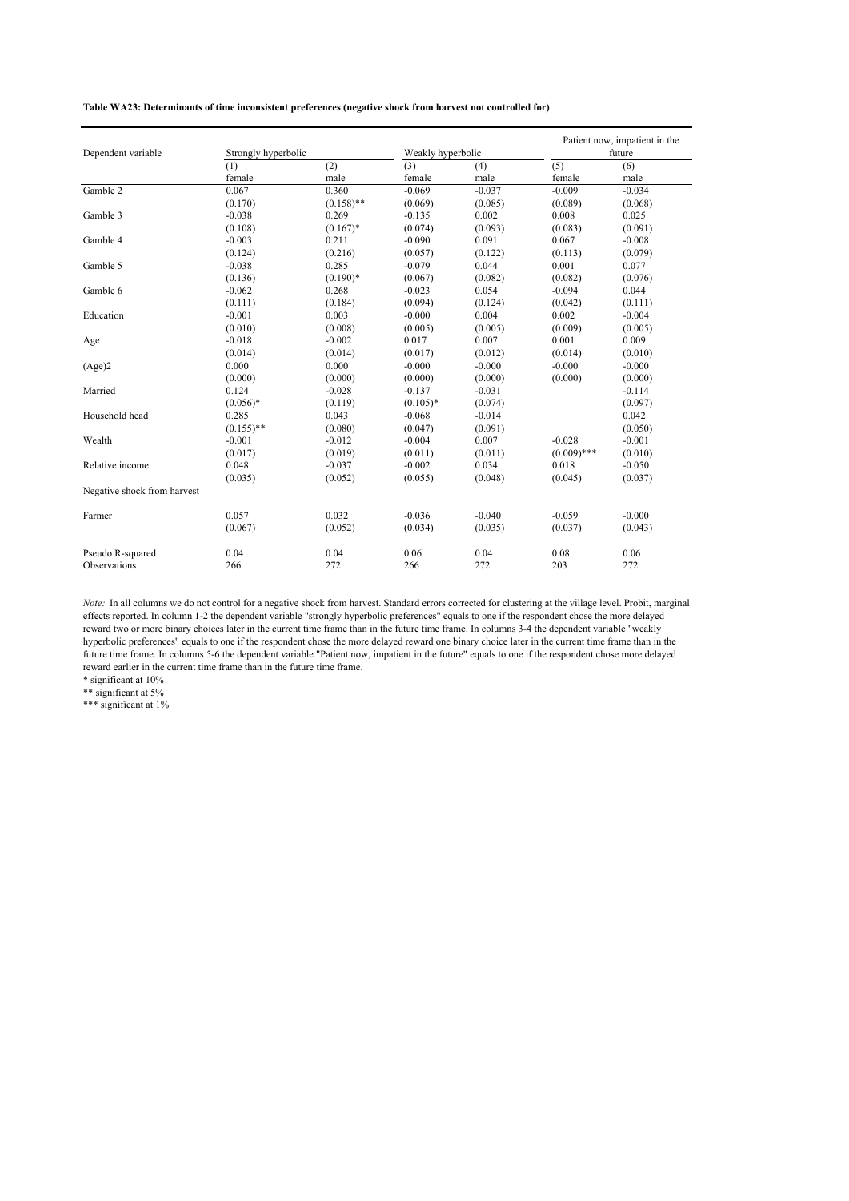**Table WA23: Determinants of time inconsistent preferences (negative shock from harvest not controlled for)**

| Dependent variable | Strongly hyperbolic | | Weakly hyperbolic | | Patient now, impatient in the future | |
|---|---|---|---|---|---|---|
| | (1) | (2) | (3) | (4) | (5) | (6) |
| | female | male | female | male | female | male |
| Gamble 2 | 0.067 | 0.360 | -0.069 | -0.037 | -0.009 | -0.034 |
| | (0.170) | (0.158)** | (0.069) | (0.085) | (0.089) | (0.068) |
| Gamble 3 | -0.038 | 0.269 | -0.135 | 0.002 | 0.008 | 0.025 |
| | (0.108) | (0.167)* | (0.074) | (0.093) | (0.083) | (0.091) |
| Gamble 4 | -0.003 | 0.211 | -0.090 | 0.091 | 0.067 | -0.008 |
| | (0.124) | (0.216) | (0.057) | (0.122) | (0.113) | (0.079) |
| Gamble 5 | -0.038 | 0.285 | -0.079 | 0.044 | 0.001 | 0.077 |
| | (0.136) | (0.190)* | (0.067) | (0.082) | (0.082) | (0.076) |
| Gamble 6 | -0.062 | 0.268 | -0.023 | 0.054 | -0.094 | 0.044 |
| | (0.111) | (0.184) | (0.094) | (0.124) | (0.042) | (0.111) |
| Education | -0.001 | 0.003 | -0.000 | 0.004 | 0.002 | -0.004 |
| | (0.010) | (0.008) | (0.005) | (0.005) | (0.009) | (0.005) |
| Age | -0.018 | -0.002 | 0.017 | 0.007 | 0.001 | 0.009 |
| | (0.014) | (0.014) | (0.017) | (0.012) | (0.014) | (0.010) |
| (Age)2 | 0.000 | 0.000 | -0.000 | -0.000 | -0.000 | -0.000 |
| | (0.000) | (0.000) | (0.000) | (0.000) | (0.000) | (0.000) |
| Married | 0.124 | -0.028 | -0.137 | -0.031 | | -0.114 |
| | (0.056)* | (0.119) | (0.105)* | (0.074) | | (0.097) |
| Household head | 0.285 | 0.043 | -0.068 | -0.014 | | 0.042 |
| | (0.155)** | (0.080) | (0.047) | (0.091) | | (0.050) |
| Wealth | -0.001 | -0.012 | -0.004 | 0.007 | -0.028 | -0.001 |
| | (0.017) | (0.019) | (0.011) | (0.011) | (0.009)*** | (0.010) |
| Relative income | 0.048 | -0.037 | -0.002 | 0.034 | 0.018 | -0.050 |
| | (0.035) | (0.052) | (0.055) | (0.048) | (0.045) | (0.037) |
| Negative shock from harvest | | | | | | |
| Farmer | 0.057 | 0.032 | -0.036 | -0.040 | -0.059 | -0.000 |
| | (0.067) | (0.052) | (0.034) | (0.035) | (0.037) | (0.043) |
| Pseudo R-squared | 0.04 | 0.04 | 0.06 | 0.04 | 0.08 | 0.06 |
| Observations | 266 | 272 | 266 | 272 | 203 | 272 |

*Note:* In all columns we do not control for a negative shock from harvest. Standard errors corrected for clustering at the village level. Probit, marginal effects reported. In column 1-2 the dependent variable "strongly hyperbolic preferences" equals to one if the respondent chose the more delayed reward two or more binary choices later in the current time frame than in the future time frame. In columns 3-4 the dependent variable "weakly hyperbolic preferences" equals to one if the respondent chose the more delayed reward one binary choice later in the current time frame than in the future time frame. In columns 5-6 the dependent variable "Patient now, impatient in the future" equals to one if the respondent chose more delayed reward earlier in the current time frame than in the future time frame.

\* significant at 10%

\** significant at 5%

\*** significant at 1%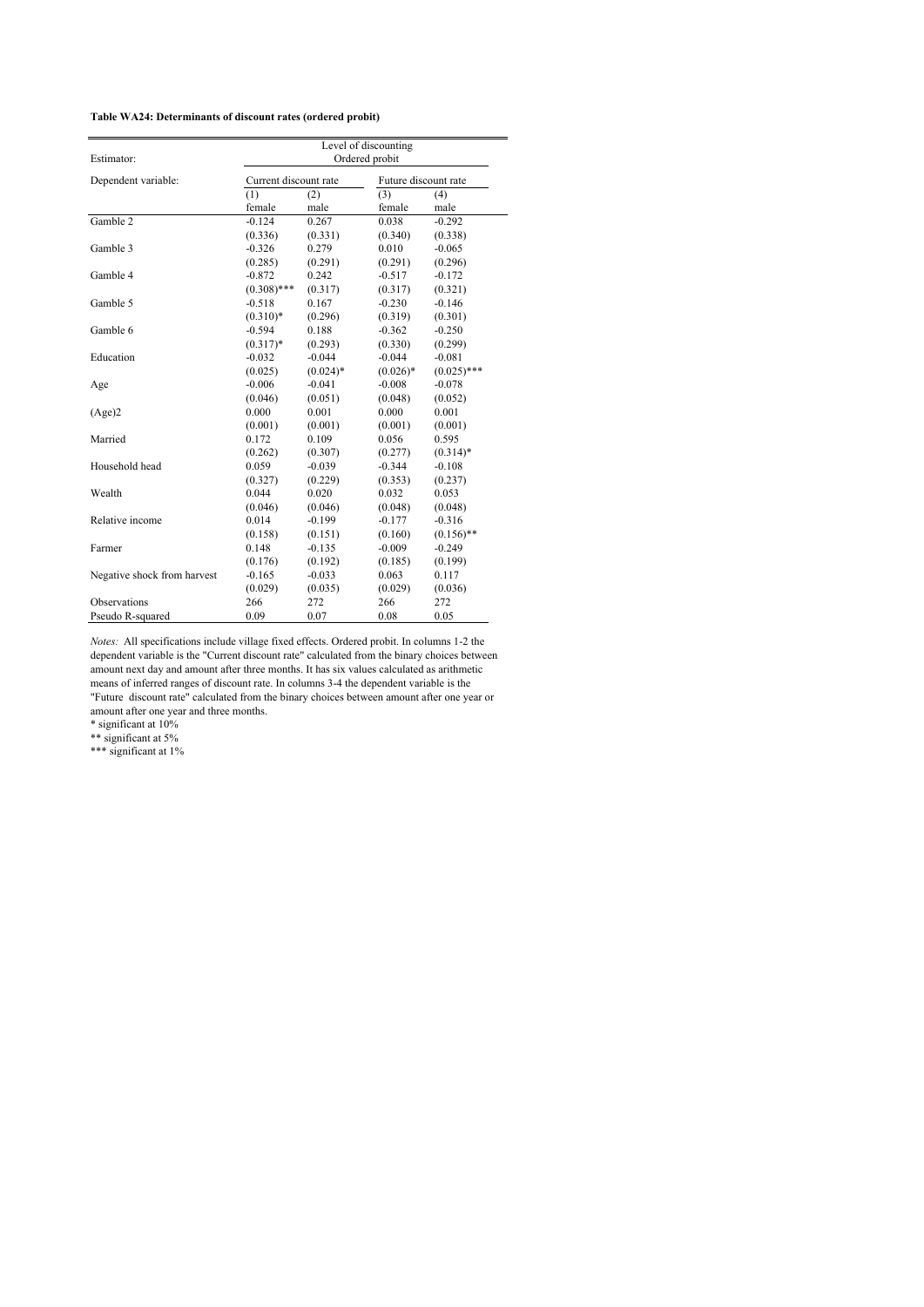**Table WA24: Determinants of discount rates (ordered probit)**

| | Level of discounting | | | |
|---|---|---|---|---|
| Estimator: | Ordered probit | | | |
| Dependent variable: | Current discount rate | | Future discount rate | |
| | (1) | (2) | (3) | (4) |
| | female | male | female | male |
| Gamble 2 | -0.124 | 0.267 | 0.038 | -0.292 |
| | (0.336) | (0.331) | (0.340) | (0.338) |
| Gamble 3 | -0.326 | 0.279 | 0.010 | -0.065 |
| | (0.285) | (0.291) | (0.291) | (0.296) |
| Gamble 4 | -0.872 | 0.242 | -0.517 | -0.172 |
| | (0.308)*** | (0.317) | (0.317) | (0.321) |
| Gamble 5 | -0.518 | 0.167 | -0.230 | -0.146 |
| | (0.310)* | (0.296) | (0.319) | (0.301) |
| Gamble 6 | -0.594 | 0.188 | -0.362 | -0.250 |
| | (0.317)* | (0.293) | (0.330) | (0.299) |
| Education | -0.032 | -0.044 | -0.044 | -0.081 |
| | (0.025) | (0.024)* | (0.026)* | (0.025)*** |
| Age | -0.006 | -0.041 | -0.008 | -0.078 |
| | (0.046) | (0.051) | (0.048) | (0.052) |
| (Age)2 | 0.000 | 0.001 | 0.000 | 0.001 |
| | (0.001) | (0.001) | (0.001) | (0.001) |
| Married | 0.172 | 0.109 | 0.056 | 0.595 |
| | (0.262) | (0.307) | (0.277) | (0.314)* |
| Household head | 0.059 | -0.039 | -0.344 | -0.108 |
| | (0.327) | (0.229) | (0.353) | (0.237) |
| Wealth | 0.044 | 0.020 | 0.032 | 0.053 |
| | (0.046) | (0.046) | (0.048) | (0.048) |
| Relative income | 0.014 | -0.199 | -0.177 | -0.316 |
| | (0.158) | (0.151) | (0.160) | (0.156)** |
| Farmer | 0.148 | -0.135 | -0.009 | -0.249 |
| | (0.176) | (0.192) | (0.185) | (0.199) |
| Negative shock from harvest | -0.165 | -0.033 | 0.063 | 0.117 |
| | (0.029) | (0.035) | (0.029) | (0.036) |
| Observations | 266 | 272 | 266 | 272 |
| Pseudo R-squared | 0.09 | 0.07 | 0.08 | 0.05 |

*Notes:* All specifications include village fixed effects. Ordered probit. In columns 1-2 the dependent variable is the "Current discount rate" calculated from the binary choices between amount next day and amount after three months. It has six values calculated as arithmetic means of inferred ranges of discount rate. In columns 3-4 the dependent variable is the "Future discount rate" calculated from the binary choices between amount after one year or amount after one year and three months.

\* significant at 10%

\** significant at 5%

\*** significant at 1%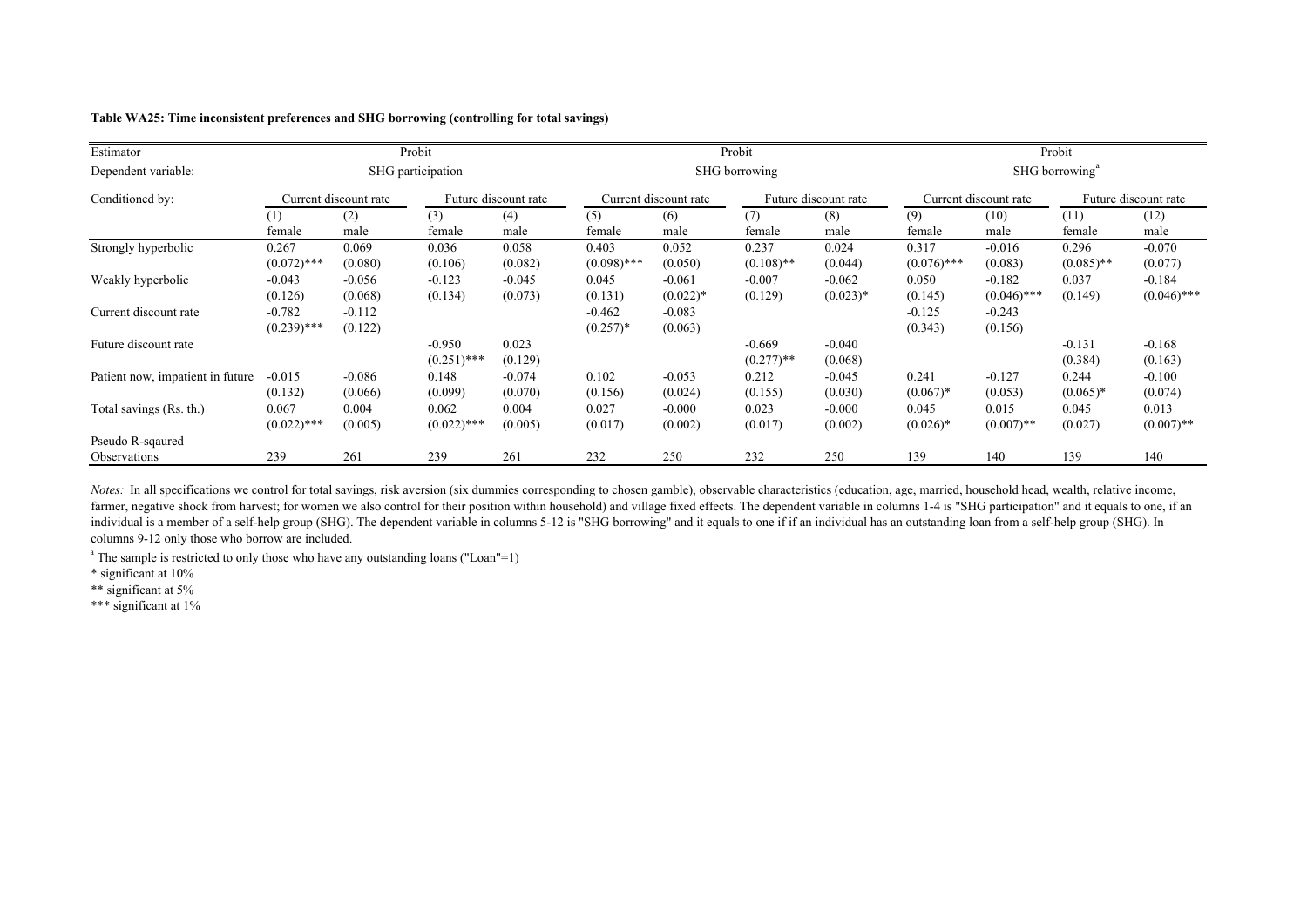**Table WA25: Time inconsistent preferences and SHG borrowing (controlling for total savings)**

| Estimator | Probit | | | | Probit | | | | Probit | | | |
|---|---|---|---|---|---|---|---|---|---|---|---|---|
| Dependent variable: | SHG participation | | | | SHG borrowing | | | | SHG borrowing[a] | | | |
| Conditioned by: | Current discount rate | | Future discount rate | | Current discount rate | | Future discount rate | | Current discount rate | | Future discount rate | |
| | (1) | (2) | (3) | (4) | (5) | (6) | (7) | (8) | (9) | (10) | (11) | (12) |
| | female | male | female | male | female | male | female | male | female | male | female | male |
| Strongly hyperbolic | 0.267 | 0.069 | 0.036 | 0.058 | 0.403 | 0.052 | 0.237 | 0.024 | 0.317 | -0.016 | 0.296 | -0.070 |
| | (0.072)*** | (0.080) | (0.106) | (0.082) | (0.098)*** | (0.050) | (0.108)** | (0.044) | (0.076)*** | (0.083) | (0.085)** | (0.077) |
| Weakly hyperbolic | -0.043 | -0.056 | -0.123 | -0.045 | 0.045 | -0.061 | -0.007 | -0.062 | 0.050 | -0.182 | 0.037 | -0.184 |
| | (0.126) | (0.068) | (0.134) | (0.073) | (0.131) | (0.022)* | (0.129) | (0.023)* | (0.145) | (0.046)*** | (0.149) | (0.046)*** |
| Current discount rate | -0.782 | -0.112 | | | -0.462 | -0.083 | | | -0.125 | -0.243 | | |
| | (0.239)*** | (0.122) | | | (0.257)* | (0.063) | | | (0.343) | (0.156) | | |
| Future discount rate | | | -0.950 | 0.023 | | | -0.669 | -0.040 | | | -0.131 | -0.168 |
| | | | (0.251)*** | (0.129) | | | (0.277)** | (0.068) | | | (0.384) | (0.163) |
| Patient now, impatient in future | -0.015 | -0.086 | 0.148 | -0.074 | 0.102 | -0.053 | 0.212 | -0.045 | 0.241 | -0.127 | 0.244 | -0.100 |
| | (0.132) | (0.066) | (0.099) | (0.070) | (0.156) | (0.024) | (0.155) | (0.030) | (0.067)* | (0.053) | (0.065)* | (0.074) |
| Total savings (Rs. th.) | 0.067 | 0.004 | 0.062 | 0.004 | 0.027 | -0.000 | 0.023 | -0.000 | 0.045 | 0.015 | 0.045 | 0.013 |
| | (0.022)*** | (0.005) | (0.022)*** | (0.005) | (0.017) | (0.002) | (0.017) | (0.002) | (0.026)* | (0.007)** | (0.027) | (0.007)** |
| Pseudo R-sqaured | | | | | | | | | | | | |
| Observations | 239 | 261 | 239 | 261 | 232 | 250 | 232 | 250 | 139 | 140 | 139 | 140 |

*Notes:* In all specifications we control for total savings, risk aversion (six dummies corresponding to chosen gamble), observable characteristics (education, age, married, household head, wealth, relative income, farmer, negative shock from harvest; for women we also control for their position within household) and village fixed effects. The dependent variable in columns 1-4 is "SHG participation" and it equals to one, if an individual is a member of a self-help group (SHG). The dependent variable in columns 5-12 is "SHG borrowing" and it equals to one if if an individual has an outstanding loan from a self-help group (SHG). In columns 9-12 only those who borrow are included.

[a] The sample is restricted to only those who have any outstanding loans ("Loan"=1)

\* significant at 10%

\*\* significant at 5%

\*\*\* significant at 1%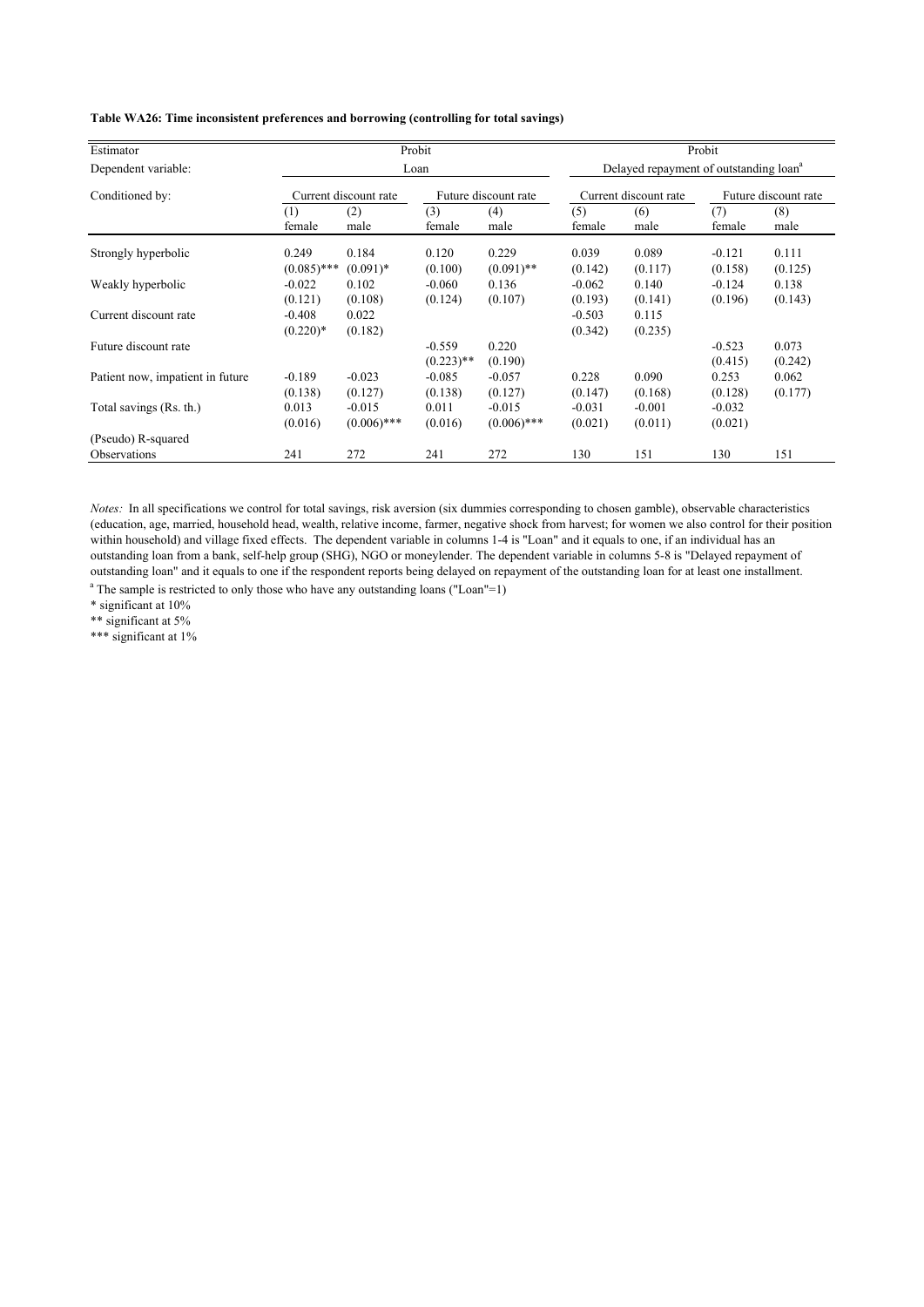**Table WA26: Time inconsistent preferences and borrowing (controlling for total savings)**

| Estimator | Probit | | | | Probit | | | |
|---|---|---|---|---|---|---|---|---|
| Dependent variable: | Loan | | | | Delayed repayment of outstanding loan[a] | | | |
| Conditioned by: | Current discount rate | | Future discount rate | | Current discount rate | | Future discount rate | |
| | (1) female | (2) male | (3) female | (4) male | (5) female | (6) male | (7) female | (8) male |
| Strongly hyperbolic | 0.249 | 0.184 | 0.120 | 0.229 | 0.039 | 0.089 | -0.121 | 0.111 |
| | (0.085)*** | (0.091)* | (0.100) | (0.091)** | (0.142) | (0.117) | (0.158) | (0.125) |
| Weakly hyperbolic | -0.022 | 0.102 | -0.060 | 0.136 | -0.062 | 0.140 | -0.124 | 0.138 |
| | (0.121) | (0.108) | (0.124) | (0.107) | (0.193) | (0.141) | (0.196) | (0.143) |
| Current discount rate | -0.408 | 0.022 | | | -0.503 | 0.115 | | |
| | (0.220)* | (0.182) | | | (0.342) | (0.235) | | |
| Future discount rate | | | -0.559 | 0.220 | | | -0.523 | 0.073 |
| | | | (0.223)** | (0.190) | | | (0.415) | (0.242) |
| Patient now, impatient in future | -0.189 | -0.023 | -0.085 | -0.057 | 0.228 | 0.090 | 0.253 | 0.062 |
| | (0.138) | (0.127) | (0.138) | (0.127) | (0.147) | (0.168) | (0.128) | (0.177) |
| Total savings (Rs. th.) | 0.013 | -0.015 | 0.011 | -0.015 | -0.031 | -0.001 | -0.032 | |
| | (0.016) | (0.006)*** | (0.016) | (0.006)*** | (0.021) | (0.011) | (0.021) | |
| (Pseudo) R-squared | | | | | | | | |
| Observations | 241 | 272 | 241 | 272 | 130 | 151 | 130 | 151 |

*Notes:* In all specifications we control for total savings, risk aversion (six dummies corresponding to chosen gamble), observable characteristics (education, age, married, household head, wealth, relative income, farmer, negative shock from harvest; for women we also control for their position within household) and village fixed effects. The dependent variable in columns 1-4 is "Loan" and it equals to one, if an individual has an outstanding loan from a bank, self-help group (SHG), NGO or moneylender. The dependent variable in columns 5-8 is "Delayed repayment of outstanding loan" and it equals to one if the respondent reports being delayed on repayment of the outstanding loan for at least one installment.

[a] The sample is restricted to only those who have any outstanding loans ("Loan"=1)

\* significant at 10%

\*\* significant at 5%

\*\*\* significant at 1%